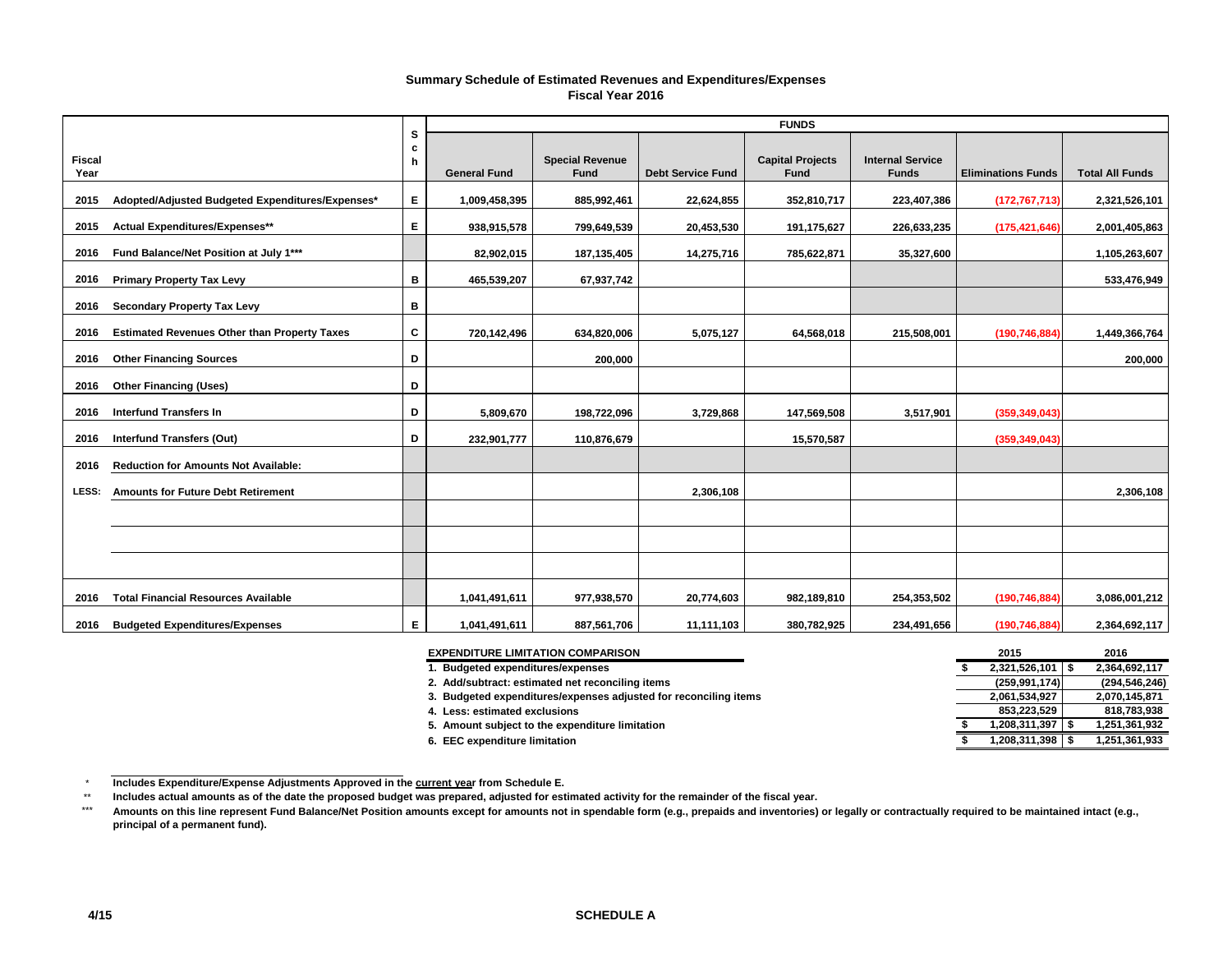## Summary Schedule of Estimated Revenues and Expenditures/Expenses
## Fiscal Year 2016

| Fiscal Year | | Sch | General Fund | Special Revenue Fund | Debt Service Fund | Capital Projects Fund | Internal Service Funds | Eliminations Funds | Total All Funds |
|---|---|---|---|---|---|---|---|---|---|
| 2015 | Adopted/Adjusted Budgeted Expenditures/Expenses* | E | 1,009,458,395 | 885,992,461 | 22,624,855 | 352,810,717 | 223,407,386 | (172,767,713) | 2,321,526,101 |
| 2015 | Actual Expenditures/Expenses** | E | 938,915,578 | 799,649,539 | 20,453,530 | 191,175,627 | 226,633,235 | (175,421,646) | 2,001,405,863 |
| 2016 | Fund Balance/Net Position at July 1*** | | 82,902,015 | 187,135,405 | 14,275,716 | 785,622,871 | 35,327,600 | | 1,105,263,607 |
| 2016 | Primary Property Tax Levy | B | 465,539,207 | 67,937,742 | | | | | 533,476,949 |
| 2016 | Secondary Property Tax Levy | B | | | | | | | |
| 2016 | Estimated Revenues Other than Property Taxes | C | 720,142,496 | 634,820,006 | 5,075,127 | 64,568,018 | 215,508,001 | (190,746,884) | 1,449,366,764 |
| 2016 | Other Financing Sources | D | | 200,000 | | | | | 200,000 |
| 2016 | Other Financing (Uses) | D | | | | | | | |
| 2016 | Interfund Transfers In | D | 5,809,670 | 198,722,096 | 3,729,868 | 147,569,508 | 3,517,901 | (359,349,043) | |
| 2016 | Interfund Transfers (Out) | D | 232,901,777 | 110,876,679 | | 15,570,587 | | (359,349,043) | |
| 2016 | Reduction for Amounts Not Available: | | | | | | | | |
| LESS: | Amounts for Future Debt Retirement | | | | 2,306,108 | | | | 2,306,108 |
| | | | | | | | | | |
| | | | | | | | | | |
| | | | | | | | | | |
| 2016 | Total Financial Resources Available | | 1,041,491,611 | 977,938,570 | 20,774,603 | 982,189,810 | 254,353,502 | (190,746,884) | 3,086,001,212 |
| 2016 | Budgeted Expenditures/Expenses | E | 1,041,491,611 | 887,561,706 | 11,111,103 | 380,782,925 | 234,491,656 | (190,746,884) | 2,364,692,117 |

| EXPENDITURE LIMITATION COMPARISON | 2015 | 2016 |
|---|---|---|
| 1. Budgeted expenditures/expenses | $ 2,321,526,101 | $ 2,364,692,117 |
| 2. Add/subtract: estimated net reconciling items | (259,991,174) | (294,546,246) |
| 3. Budgeted expenditures/expenses adjusted for reconciling items | 2,061,534,927 | 2,070,145,871 |
| 4. Less: estimated exclusions | 853,223,529 | 818,783,938 |
| 5. Amount subject to the expenditure limitation | $ 1,208,311,397 | $ 1,251,361,932 |
| 6. EEC expenditure limitation | $ 1,208,311,398 | $ 1,251,361,933 |

\* Includes Expenditure/Expense Adjustments Approved in the current year from Schedule E.

\*\* Includes actual amounts as of the date the proposed budget was prepared, adjusted for estimated activity for the remainder of the fiscal year.

\*\*\* Amounts on this line represent Fund Balance/Net Position amounts except for amounts not in spendable form (e.g., prepaids and inventories) or legally or contractually required to be maintained intact (e.g., principal of a permanent fund).

4/15

SCHEDULE A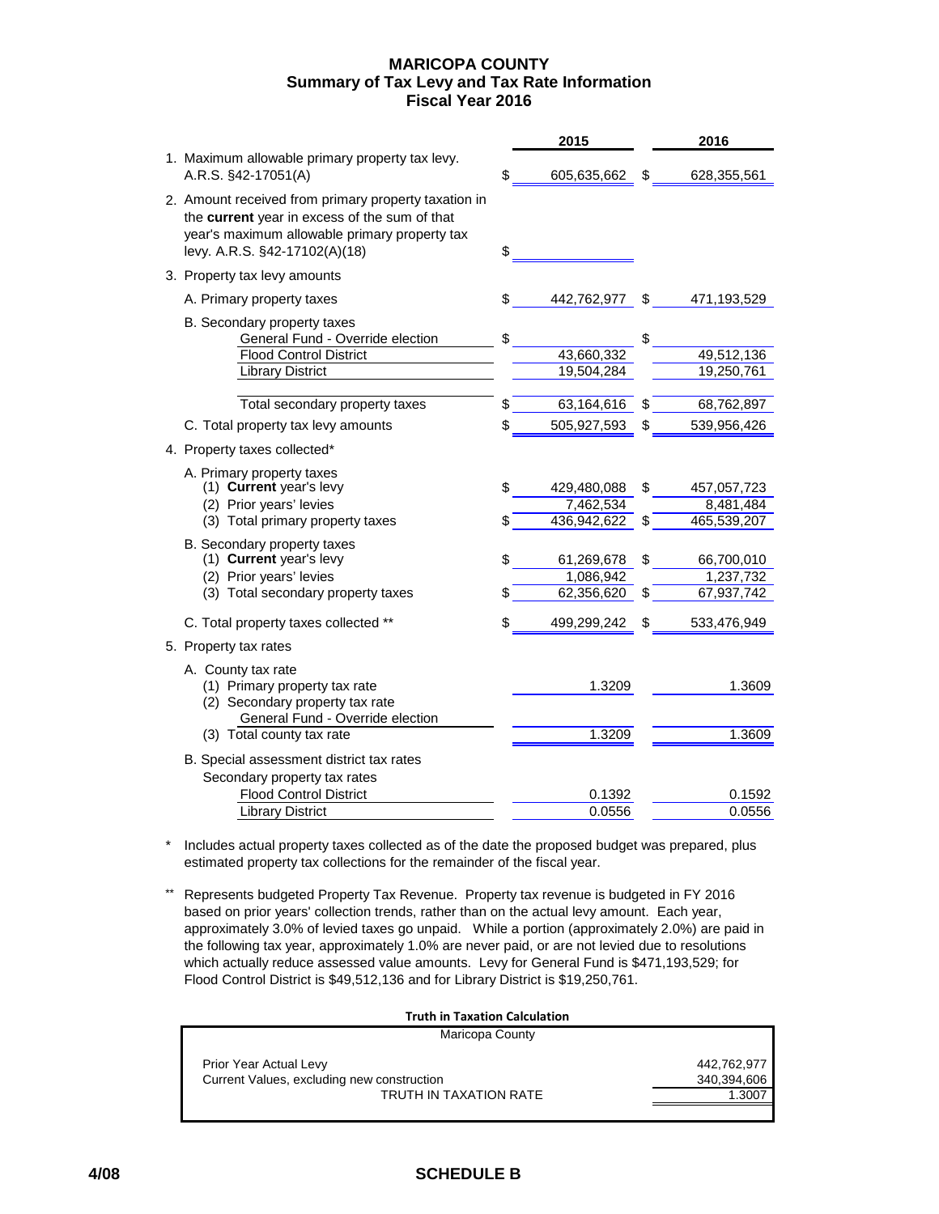# MARICOPA COUNTY
## Summary of Tax Levy and Tax Rate Information
## Fiscal Year 2016

| | | 2015 | | 2016 |
|---|---|---|---|---|
| 1. Maximum allowable primary property tax levy. A.R.S. §42-17051(A) | $ | 605,635,662 | $ | 628,355,561 |
| 2. Amount received from primary property taxation in the **current** year in excess of the sum of that year's maximum allowable primary property tax levy. A.R.S. §42-17102(A)(18) | $ | | | |
| 3. Property tax levy amounts | | | | |
| A. Primary property taxes | $ | 442,762,977 | $ | 471,193,529 |
| B. Secondary property taxes | | | | |
| General Fund - Override election | $ | | $ | |
| Flood Control District | | 43,660,332 | | 49,512,136 |
| Library District | | 19,504,284 | | 19,250,761 |
| Total secondary property taxes | $ | 63,164,616 | $ | 68,762,897 |
| C. Total property tax levy amounts | $ | 505,927,593 | $ | 539,956,426 |
| 4. Property taxes collected* | | | | |
| A. Primary property taxes | | | | |
| (1) **Current** year's levy | $ | 429,480,088 | $ | 457,057,723 |
| (2) Prior years' levies | | 7,462,534 | | 8,481,484 |
| (3) Total primary property taxes | $ | 436,942,622 | $ | 465,539,207 |
| B. Secondary property taxes | | | | |
| (1) **Current** year's levy | $ | 61,269,678 | $ | 66,700,010 |
| (2) Prior years' levies | | 1,086,942 | | 1,237,732 |
| (3) Total secondary property taxes | $ | 62,356,620 | $ | 67,937,742 |
| C. Total property taxes collected ** | $ | 499,299,242 | $ | 533,476,949 |
| 5. Property tax rates | | | | |
| A. County tax rate | | | | |
| (1) Primary property tax rate | | 1.3209 | | 1.3609 |
| (2) Secondary property tax rate | | | | |
| General Fund - Override election | | | | |
| (3) Total county tax rate | | 1.3209 | | 1.3609 |
| B. Special assessment district tax rates | | | | |
| Secondary property tax rates | | | | |
| Flood Control District | | 0.1392 | | 0.1592 |
| Library District | | 0.0556 | | 0.0556 |

\* Includes actual property taxes collected as of the date the proposed budget was prepared, plus estimated property tax collections for the remainder of the fiscal year.

\*\* Represents budgeted Property Tax Revenue. Property tax revenue is budgeted in FY 2016 based on prior years' collection trends, rather than on the actual levy amount. Each year, approximately 3.0% of levied taxes go unpaid. While a portion (approximately 2.0%) are paid in the following tax year, approximately 1.0% are never paid, or are not levied due to resolutions which actually reduce assessed value amounts. Levy for General Fund is $471,193,529; for Flood Control District is $49,512,136 and for Library District is $19,250,761.

**Truth in Taxation Calculation**

| Maricopa County | |
|---|---|
| Prior Year Actual Levy | 442,762,977 |
| Current Values, excluding new construction | 340,394,606 |
| TRUTH IN TAXATION RATE | 1.3007 |

4/08 SCHEDULE B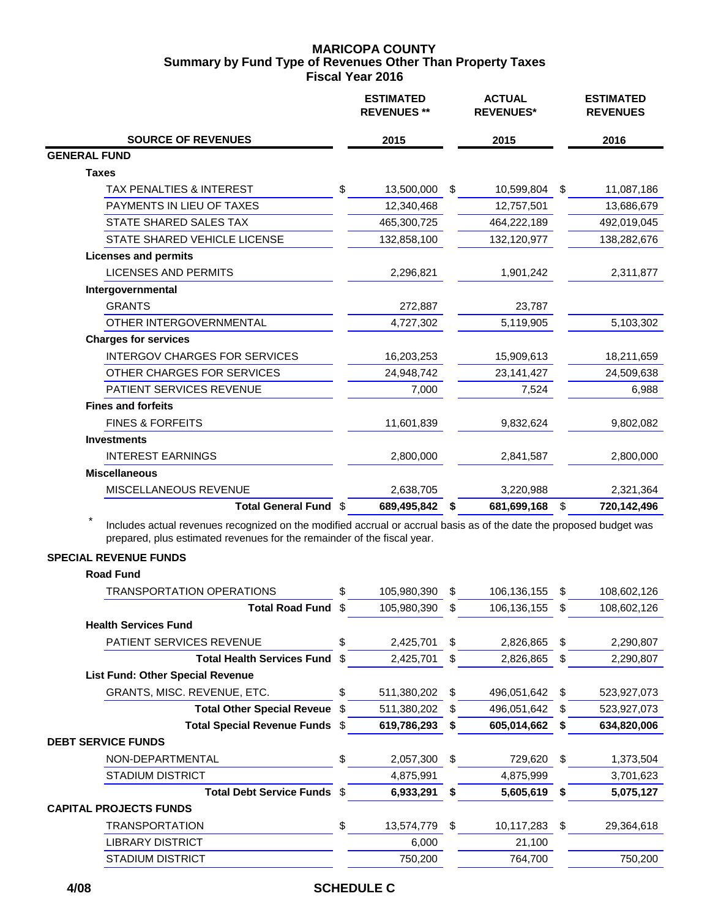# MARICOPA COUNTY
## Summary by Fund Type of Revenues Other Than Property Taxes
### Fiscal Year 2016

| SOURCE OF REVENUES | ESTIMATED REVENUES ** 2015 | ACTUAL REVENUES* 2015 | ESTIMATED REVENUES 2016 |
|---|---|---|---|
| **GENERAL FUND** | | | |
| **Taxes** | | | |
| TAX PENALTIES & INTEREST | $ 13,500,000 | $ 10,599,804 | $ 11,087,186 |
| PAYMENTS IN LIEU OF TAXES | 12,340,468 | 12,757,501 | 13,686,679 |
| STATE SHARED SALES TAX | 465,300,725 | 464,222,189 | 492,019,045 |
| STATE SHARED VEHICLE LICENSE | 132,858,100 | 132,120,977 | 138,282,676 |
| **Licenses and permits** | | | |
| LICENSES AND PERMITS | 2,296,821 | 1,901,242 | 2,311,877 |
| **Intergovernmental** | | | |
| GRANTS | 272,887 | 23,787 | |
| OTHER INTERGOVERNMENTAL | 4,727,302 | 5,119,905 | 5,103,302 |
| **Charges for services** | | | |
| INTERGOV CHARGES FOR SERVICES | 16,203,253 | 15,909,613 | 18,211,659 |
| OTHER CHARGES FOR SERVICES | 24,948,742 | 23,141,427 | 24,509,638 |
| PATIENT SERVICES REVENUE | 7,000 | 7,524 | 6,988 |
| **Fines and forfeits** | | | |
| FINES & FORFEITS | 11,601,839 | 9,832,624 | 9,802,082 |
| **Investments** | | | |
| INTEREST EARNINGS | 2,800,000 | 2,841,587 | 2,800,000 |
| **Miscellaneous** | | | |
| MISCELLANEOUS REVENUE | 2,638,705 | 3,220,988 | 2,321,364 |
| **Total General Fund** | **$ 689,495,842** | **$ 681,699,168** | **$ 720,142,496** |

\* Includes actual revenues recognized on the modified accrual or accrual basis as of the date the proposed budget was prepared, plus estimated revenues for the remainder of the fiscal year.

| SOURCE OF REVENUES | ESTIMATED REVENUES ** 2015 | ACTUAL REVENUES* 2015 | ESTIMATED REVENUES 2016 |
|---|---|---|---|
| **SPECIAL REVENUE FUNDS** | | | |
| **Road Fund** | | | |
| TRANSPORTATION OPERATIONS | $ 105,980,390 | $ 106,136,155 | $ 108,602,126 |
| **Total Road Fund** | $ 105,980,390 | $ 106,136,155 | $ 108,602,126 |
| **Health Services Fund** | | | |
| PATIENT SERVICES REVENUE | $ 2,425,701 | $ 2,826,865 | $ 2,290,807 |
| **Total Health Services Fund** | $ 2,425,701 | $ 2,826,865 | $ 2,290,807 |
| **List Fund: Other Special Revenue** | | | |
| GRANTS, MISC. REVENUE, ETC. | $ 511,380,202 | $ 496,051,642 | $ 523,927,073 |
| **Total Other Special Reveue** | $ 511,380,202 | $ 496,051,642 | $ 523,927,073 |
| **Total Special Revenue Funds** | **$ 619,786,293** | **$ 605,014,662** | **$ 634,820,006** |
| **DEBT SERVICE FUNDS** | | | |
| NON-DEPARTMENTAL | $ 2,057,300 | $ 729,620 | $ 1,373,504 |
| STADIUM DISTRICT | 4,875,991 | 4,875,999 | 3,701,623 |
| **Total Debt Service Funds** | **$ 6,933,291** | **$ 5,605,619** | **$ 5,075,127** |
| **CAPITAL PROJECTS FUNDS** | | | |
| TRANSPORTATION | $ 13,574,779 | $ 10,117,283 | $ 29,364,618 |
| LIBRARY DISTRICT | 6,000 | 21,100 | |
| STADIUM DISTRICT | 750,200 | 764,700 | 750,200 |

4/08

SCHEDULE C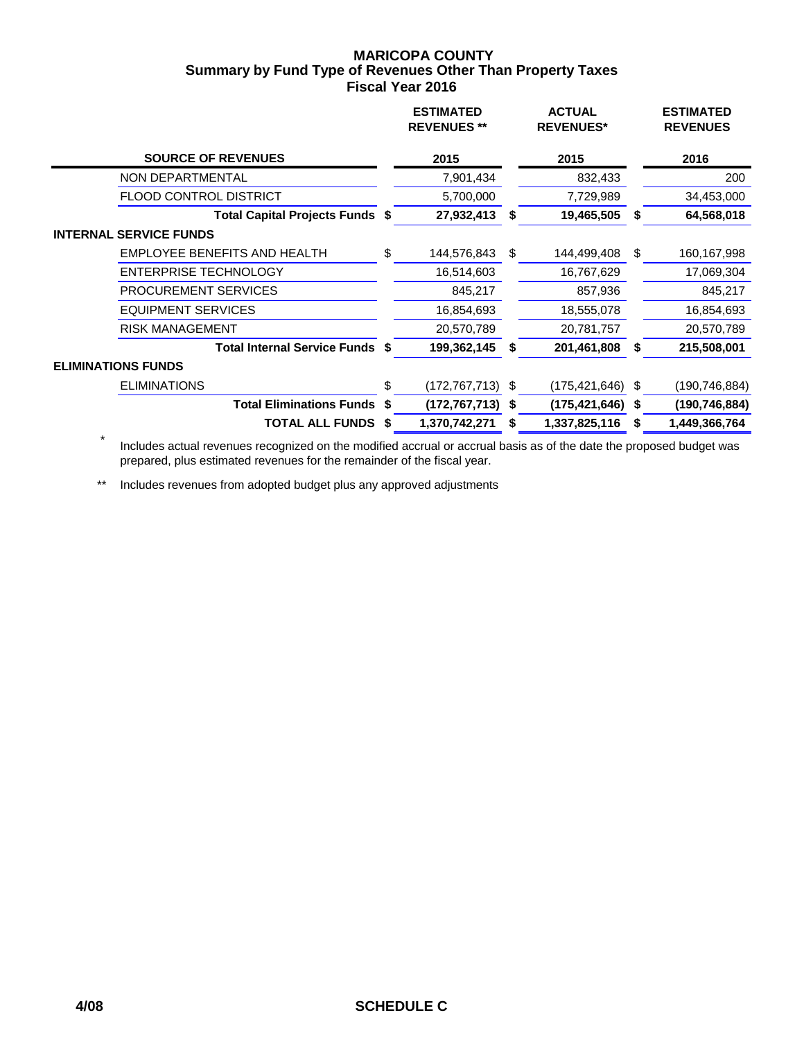# MARICOPA COUNTY
## Summary by Fund Type of Revenues Other Than Property Taxes
### Fiscal Year 2016

| SOURCE OF REVENUES | ESTIMATED REVENUES ** 2015 | ACTUAL REVENUES* 2015 | ESTIMATED REVENUES 2016 |
|---|---|---|---|
| NON DEPARTMENTAL | 7,901,434 | 832,433 | 200 |
| FLOOD CONTROL DISTRICT | 5,700,000 | 7,729,989 | 34,453,000 |
| **Total Capital Projects Funds** | **$ 27,932,413** | **$ 19,465,505** | **$ 64,568,018** |
| **INTERNAL SERVICE FUNDS** | | | |
| EMPLOYEE BENEFITS AND HEALTH | $ 144,576,843 | $ 144,499,408 | $ 160,167,998 |
| ENTERPRISE TECHNOLOGY | 16,514,603 | 16,767,629 | 17,069,304 |
| PROCUREMENT SERVICES | 845,217 | 857,936 | 845,217 |
| EQUIPMENT SERVICES | 16,854,693 | 18,555,078 | 16,854,693 |
| RISK MANAGEMENT | 20,570,789 | 20,781,757 | 20,570,789 |
| **Total Internal Service Funds** | **$ 199,362,145** | **$ 201,461,808** | **$ 215,508,001** |
| **ELIMINATIONS FUNDS** | | | |
| ELIMINATIONS | $ (172,767,713) | $ (175,421,646) | $ (190,746,884) |
| **Total Eliminations Funds** | **$ (172,767,713)** | **$ (175,421,646)** | **$ (190,746,884)** |
| **TOTAL ALL FUNDS** | **$ 1,370,742,271** | **$ 1,337,825,116** | **$ 1,449,366,764** |

\* Includes actual revenues recognized on the modified accrual or accrual basis as of the date the proposed budget was prepared, plus estimated revenues for the remainder of the fiscal year.

** Includes revenues from adopted budget plus any approved adjustments

4/08 SCHEDULE C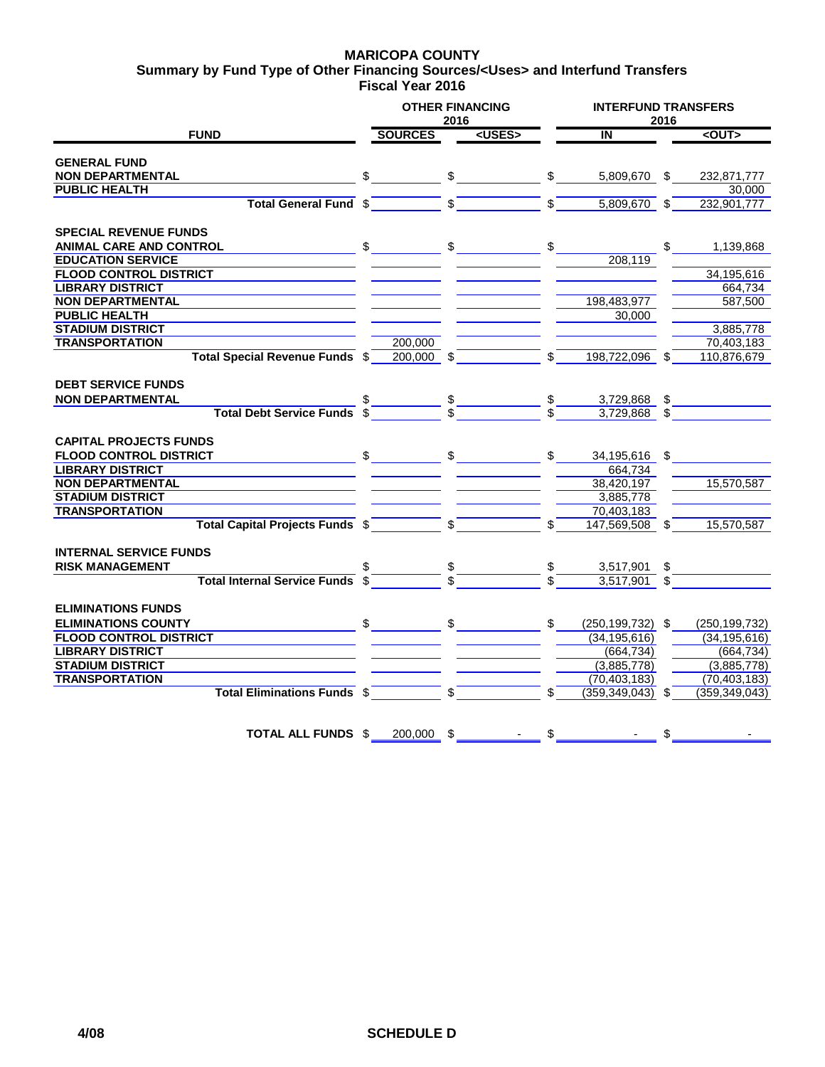# MARICOPA COUNTY
## Summary by Fund Type of Other Financing Sources/<Uses> and Interfund Transfers
### Fiscal Year 2016

| FUND | OTHER FINANCING 2016 SOURCES | OTHER FINANCING 2016 <USES> | INTERFUND TRANSFERS 2016 IN | INTERFUND TRANSFERS 2016 <OUT> |
|---|---|---|---|---|
| **GENERAL FUND** | | | | |
| **NON DEPARTMENTAL** | $ | $ | $ 5,809,670 | $ 232,871,777 |
| **PUBLIC HEALTH** | | | | 30,000 |
| **Total General Fund** | $ | $ | $ 5,809,670 | $ 232,901,777 |
| **SPECIAL REVENUE FUNDS** | | | | |
| **ANIMAL CARE AND CONTROL** | $ | $ | $ | $ 1,139,868 |
| **EDUCATION SERVICE** | | | 208,119 | |
| **FLOOD CONTROL DISTRICT** | | | | 34,195,616 |
| **LIBRARY DISTRICT** | | | | 664,734 |
| **NON DEPARTMENTAL** | | | 198,483,977 | 587,500 |
| **PUBLIC HEALTH** | | | 30,000 | |
| **STADIUM DISTRICT** | | | | 3,885,778 |
| **TRANSPORTATION** | 200,000 | | | 70,403,183 |
| **Total Special Revenue Funds** | $ 200,000 | $ | $ 198,722,096 | $ 110,876,679 |
| **DEBT SERVICE FUNDS** | | | | |
| **NON DEPARTMENTAL** | $ | $ | $ 3,729,868 | $ |
| **Total Debt Service Funds** | $ | $ | $ 3,729,868 | $ |
| **CAPITAL PROJECTS FUNDS** | | | | |
| **FLOOD CONTROL DISTRICT** | $ | $ | $ 34,195,616 | $ |
| **LIBRARY DISTRICT** | | | 664,734 | |
| **NON DEPARTMENTAL** | | | 38,420,197 | 15,570,587 |
| **STADIUM DISTRICT** | | | 3,885,778 | |
| **TRANSPORTATION** | | | 70,403,183 | |
| **Total Capital Projects Funds** | $ | $ | $ 147,569,508 | $ 15,570,587 |
| **INTERNAL SERVICE FUNDS** | | | | |
| **RISK MANAGEMENT** | $ | $ | $ 3,517,901 | $ |
| **Total Internal Service Funds** | $ | $ | $ 3,517,901 | $ |
| **ELIMINATIONS FUNDS** | | | | |
| **ELIMINATIONS COUNTY** | $ | $ | $ (250,199,732) | $ (250,199,732) |
| **FLOOD CONTROL DISTRICT** | | | (34,195,616) | (34,195,616) |
| **LIBRARY DISTRICT** | | | (664,734) | (664,734) |
| **STADIUM DISTRICT** | | | (3,885,778) | (3,885,778) |
| **TRANSPORTATION** | | | (70,403,183) | (70,403,183) |
| **Total Eliminations Funds** | $ | $ | $ (359,349,043) | $ (359,349,043) |
| **TOTAL ALL FUNDS** | $ 200,000 | $ - | $ - | $ - |

4/08 **SCHEDULE D**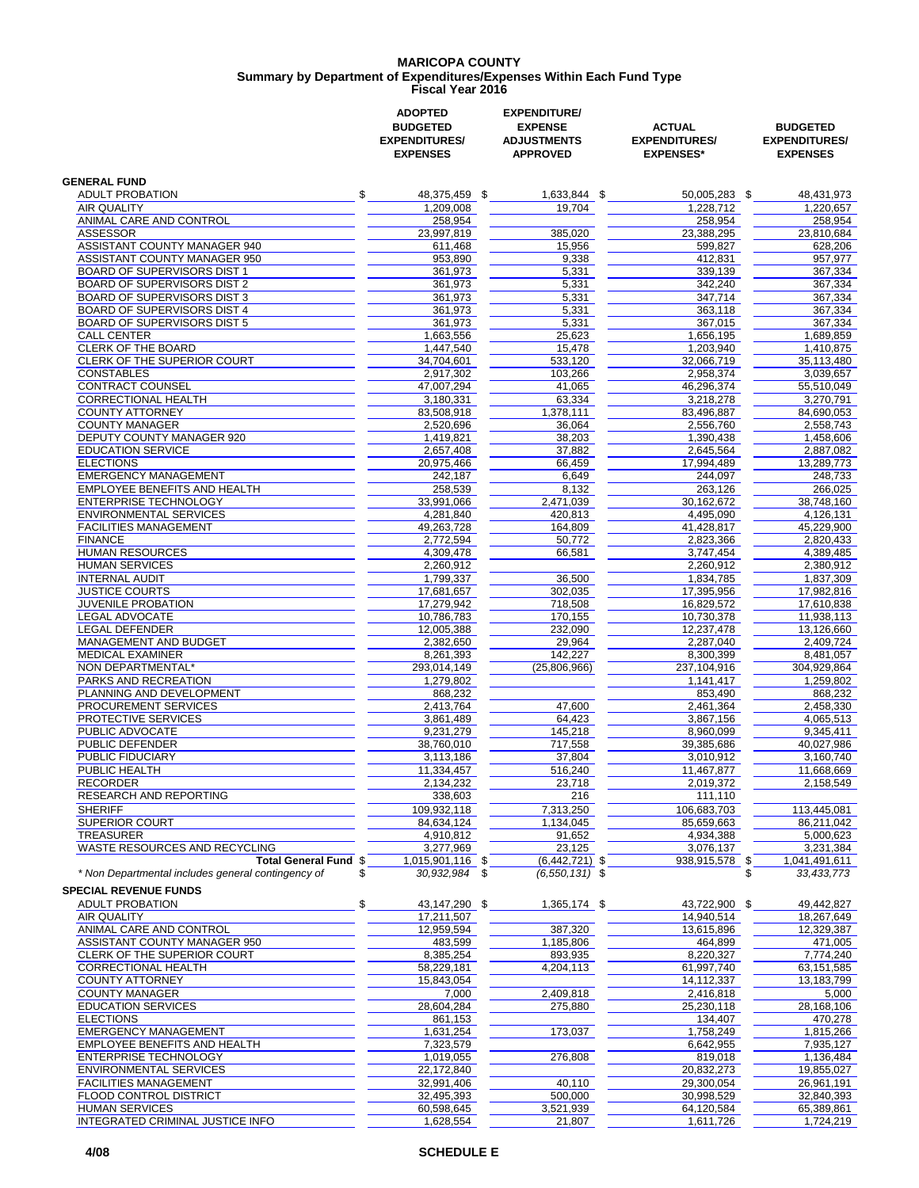# MARICOPA COUNTY
## Summary by Department of Expenditures/Expenses Within Each Fund Type
### Fiscal Year 2016

| | ADOPTED BUDGETED EXPENDITURES/ EXPENSES | EXPENDITURE/ EXPENSE ADJUSTMENTS APPROVED | ACTUAL EXPENDITURES/ EXPENSES* | BUDGETED EXPENDITURES/ EXPENSES |
|---|---|---|---|---|
| **GENERAL FUND** | | | | |
| ADULT PROBATION | $ 48,375,459 | $ 1,633,844 | $ 50,005,283 | $ 48,431,973 |
| AIR QUALITY | 1,209,008 | 19,704 | 1,228,712 | 1,220,657 |
| ANIMAL CARE AND CONTROL | 258,954 | | 258,954 | 258,954 |
| ASSESSOR | 23,997,819 | 385,020 | 23,388,295 | 23,810,684 |
| ASSISTANT COUNTY MANAGER 940 | 611,468 | 15,956 | 599,827 | 628,206 |
| ASSISTANT COUNTY MANAGER 950 | 953,890 | 9,338 | 412,831 | 957,977 |
| BOARD OF SUPERVISORS DIST 1 | 361,973 | 5,331 | 339,139 | 367,334 |
| BOARD OF SUPERVISORS DIST 2 | 361,973 | 5,331 | 342,240 | 367,334 |
| BOARD OF SUPERVISORS DIST 3 | 361,973 | 5,331 | 347,714 | 367,334 |
| BOARD OF SUPERVISORS DIST 4 | 361,973 | 5,331 | 363,118 | 367,334 |
| BOARD OF SUPERVISORS DIST 5 | 361,973 | 5,331 | 367,015 | 367,334 |
| CALL CENTER | 1,663,556 | 25,623 | 1,656,195 | 1,689,859 |
| CLERK OF THE BOARD | 1,447,540 | 15,478 | 1,203,940 | 1,410,875 |
| CLERK OF THE SUPERIOR COURT | 34,704,601 | 533,120 | 32,066,719 | 35,113,480 |
| CONSTABLES | 2,917,302 | 103,266 | 2,958,374 | 3,039,657 |
| CONTRACT COUNSEL | 47,007,294 | 41,065 | 46,296,374 | 55,510,049 |
| CORRECTIONAL HEALTH | 3,180,331 | 63,334 | 3,218,278 | 3,270,791 |
| COUNTY ATTORNEY | 83,508,918 | 1,378,111 | 83,496,887 | 84,690,053 |
| COUNTY MANAGER | 2,520,696 | 36,064 | 2,556,760 | 2,558,743 |
| DEPUTY COUNTY MANAGER 920 | 1,419,821 | 38,203 | 1,390,438 | 1,458,606 |
| EDUCATION SERVICE | 2,657,408 | 37,882 | 2,645,564 | 2,887,082 |
| ELECTIONS | 20,975,466 | 66,459 | 17,994,489 | 13,289,773 |
| EMERGENCY MANAGEMENT | 242,187 | 6,649 | 244,097 | 248,733 |
| EMPLOYEE BENEFITS AND HEALTH | 258,539 | 8,132 | 263,126 | 266,025 |
| ENTERPRISE TECHNOLOGY | 33,991,066 | 2,471,039 | 30,162,672 | 38,748,160 |
| ENVIRONMENTAL SERVICES | 4,281,840 | 420,813 | 4,495,090 | 4,126,131 |
| FACILITIES MANAGEMENT | 49,263,728 | 164,809 | 41,428,817 | 45,229,900 |
| FINANCE | 2,772,594 | 50,772 | 2,823,366 | 2,820,433 |
| HUMAN RESOURCES | 4,309,478 | 66,581 | 3,747,454 | 4,389,485 |
| HUMAN SERVICES | 2,260,912 | | 2,260,912 | 2,380,912 |
| INTERNAL AUDIT | 1,799,337 | 36,500 | 1,834,785 | 1,837,309 |
| JUSTICE COURTS | 17,681,657 | 302,035 | 17,395,956 | 17,982,816 |
| JUVENILE PROBATION | 17,279,942 | 718,508 | 16,829,572 | 17,610,838 |
| LEGAL ADVOCATE | 10,786,783 | 170,155 | 10,730,378 | 11,938,113 |
| LEGAL DEFENDER | 12,005,388 | 232,090 | 12,237,478 | 13,126,660 |
| MANAGEMENT AND BUDGET | 2,382,650 | 29,964 | 2,287,040 | 2,409,724 |
| MEDICAL EXAMINER | 8,261,393 | 142,227 | 8,300,399 | 8,481,057 |
| NON DEPARTMENTAL* | 293,014,149 | (25,806,966) | 237,104,916 | 304,929,864 |
| PARKS AND RECREATION | 1,279,802 | | 1,141,417 | 1,259,802 |
| PLANNING AND DEVELOPMENT | 868,232 | | 853,490 | 868,232 |
| PROCUREMENT SERVICES | 2,413,764 | 47,600 | 2,461,364 | 2,458,330 |
| PROTECTIVE SERVICES | 3,861,489 | 64,423 | 3,867,156 | 4,065,513 |
| PUBLIC ADVOCATE | 9,231,279 | 145,218 | 8,960,099 | 9,345,411 |
| PUBLIC DEFENDER | 38,760,010 | 717,558 | 39,385,686 | 40,027,986 |
| PUBLIC FIDUCIARY | 3,113,186 | 37,804 | 3,010,912 | 3,160,740 |
| PUBLIC HEALTH | 11,334,457 | 516,240 | 11,467,877 | 11,668,669 |
| RECORDER | 2,134,232 | 23,718 | 2,019,372 | 2,158,549 |
| RESEARCH AND REPORTING | 338,603 | 216 | 111,110 | |
| SHERIFF | 109,932,118 | 7,313,250 | 106,683,703 | 113,445,081 |
| SUPERIOR COURT | 84,634,124 | 1,134,045 | 85,659,663 | 86,211,042 |
| TREASURER | 4,910,812 | 91,652 | 4,934,388 | 5,000,623 |
| WASTE RESOURCES AND RECYCLING | 3,277,969 | 23,125 | 3,076,137 | 3,231,384 |
| **Total General Fund** | $ 1,015,901,116 | $ (6,442,721) | $ 938,915,578 | $ 1,041,491,611 |
| *\* Non Departmental includes general contingency of* | $ *30,932,984* | $ *(6,550,131)* | $ | $ *33,433,773* |
| **SPECIAL REVENUE FUNDS** | | | | |
| ADULT PROBATION | $ 43,147,290 | $ 1,365,174 | $ 43,722,900 | $ 49,442,827 |
| AIR QUALITY | 17,211,507 | | 14,940,514 | 18,267,649 |
| ANIMAL CARE AND CONTROL | 12,959,594 | 387,320 | 13,615,896 | 12,329,387 |
| ASSISTANT COUNTY MANAGER 950 | 483,599 | 1,185,806 | 464,899 | 471,005 |
| CLERK OF THE SUPERIOR COURT | 8,385,254 | 893,935 | 8,220,327 | 7,774,240 |
| CORRECTIONAL HEALTH | 58,229,181 | 4,204,113 | 61,997,740 | 63,151,585 |
| COUNTY ATTORNEY | 15,843,054 | | 14,112,337 | 13,183,799 |
| COUNTY MANAGER | 7,000 | 2,409,818 | 2,416,818 | 5,000 |
| EDUCATION SERVICES | 28,604,284 | 275,880 | 25,230,118 | 28,168,106 |
| ELECTIONS | 861,153 | | 134,407 | 470,278 |
| EMERGENCY MANAGEMENT | 1,631,254 | 173,037 | 1,758,249 | 1,815,266 |
| EMPLOYEE BENEFITS AND HEALTH | 7,323,579 | | 6,642,955 | 7,935,127 |
| ENTERPRISE TECHNOLOGY | 1,019,055 | 276,808 | 819,018 | 1,136,484 |
| ENVIRONMENTAL SERVICES | 22,172,840 | | 20,832,273 | 19,855,027 |
| FACILITIES MANAGEMENT | 32,991,406 | 40,110 | 29,300,054 | 26,961,191 |
| FLOOD CONTROL DISTRICT | 32,495,393 | 500,000 | 30,998,529 | 32,840,393 |
| HUMAN SERVICES | 60,598,645 | 3,521,939 | 64,120,584 | 65,389,861 |
| INTEGRATED CRIMINAL JUSTICE INFO | 1,628,554 | 21,807 | 1,611,726 | 1,724,219 |

4/08 SCHEDULE E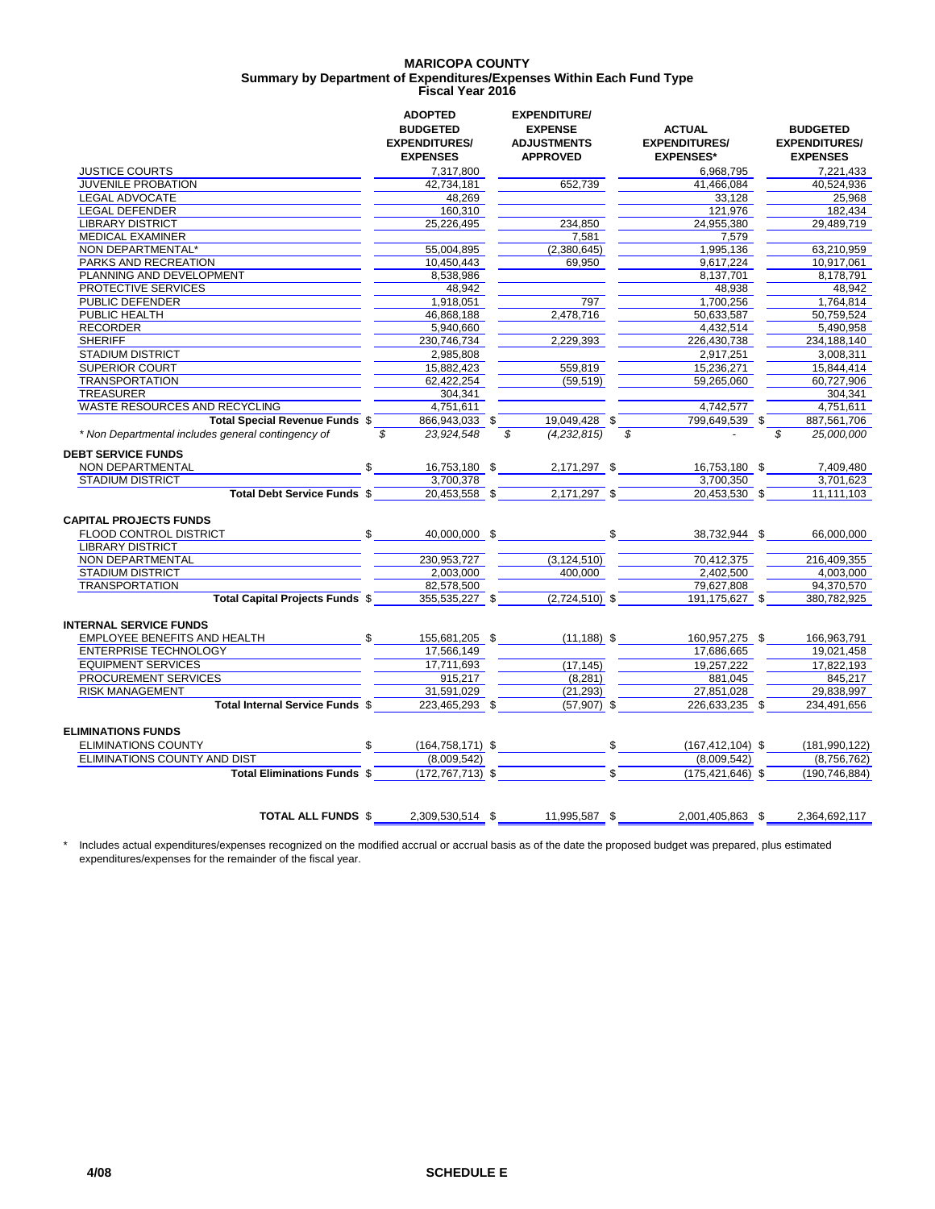# MARICOPA COUNTY
## Summary by Department of Expenditures/Expenses Within Each Fund Type
### Fiscal Year 2016

| | ADOPTED BUDGETED EXPENDITURES/ EXPENSES | EXPENDITURE/ EXPENSE ADJUSTMENTS APPROVED | ACTUAL EXPENDITURES/ EXPENSES* | BUDGETED EXPENDITURES/ EXPENSES |
|---|---|---|---|---|
| JUSTICE COURTS | 7,317,800 | | 6,968,795 | 7,221,433 |
| JUVENILE PROBATION | 42,734,181 | 652,739 | 41,466,084 | 40,524,936 |
| LEGAL ADVOCATE | 48,269 | | 33,128 | 25,968 |
| LEGAL DEFENDER | 160,310 | | 121,976 | 182,434 |
| LIBRARY DISTRICT | 25,226,495 | 234,850 | 24,955,380 | 29,489,719 |
| MEDICAL EXAMINER | | 7,581 | 7,579 | |
| NON DEPARTMENTAL* | 55,004,895 | (2,380,645) | 1,995,136 | 63,210,959 |
| PARKS AND RECREATION | 10,450,443 | 69,950 | 9,617,224 | 10,917,061 |
| PLANNING AND DEVELOPMENT | 8,538,986 | | 8,137,701 | 8,178,791 |
| PROTECTIVE SERVICES | 48,942 | | 48,938 | 48,942 |
| PUBLIC DEFENDER | 1,918,051 | 797 | 1,700,256 | 1,764,814 |
| PUBLIC HEALTH | 46,868,188 | 2,478,716 | 50,633,587 | 50,759,524 |
| RECORDER | 5,940,660 | | 4,432,514 | 5,490,958 |
| SHERIFF | 230,746,734 | 2,229,393 | 226,430,738 | 234,188,140 |
| STADIUM DISTRICT | 2,985,808 | | 2,917,251 | 3,008,311 |
| SUPERIOR COURT | 15,882,423 | 559,819 | 15,236,271 | 15,844,414 |
| TRANSPORTATION | 62,422,254 | (59,519) | 59,265,060 | 60,727,906 |
| TREASURER | 304,341 | | | 304,341 |
| WASTE RESOURCES AND RECYCLING | 4,751,611 | | 4,742,577 | 4,751,611 |
| **Total Special Revenue Funds** | $ 866,943,033 | $ 19,049,428 | $ 799,649,539 | $ 887,561,706 |
| *\* Non Departmental includes general contingency of* | *$ 23,924,548* | *$ (4,232,815)* | *$ -* | *$ 25,000,000* |
| **DEBT SERVICE FUNDS** | | | | |
| NON DEPARTMENTAL | $ 16,753,180 | $ 2,171,297 | $ 16,753,180 | $ 7,409,480 |
| STADIUM DISTRICT | 3,700,378 | | 3,700,350 | 3,701,623 |
| **Total Debt Service Funds** | $ 20,453,558 | $ 2,171,297 | $ 20,453,530 | $ 11,111,103 |
| **CAPITAL PROJECTS FUNDS** | | | | |
| FLOOD CONTROL DISTRICT | $ 40,000,000 | $ | $ 38,732,944 | $ 66,000,000 |
| LIBRARY DISTRICT | | | | |
| NON DEPARTMENTAL | 230,953,727 | (3,124,510) | 70,412,375 | 216,409,355 |
| STADIUM DISTRICT | 2,003,000 | 400,000 | 2,402,500 | 4,003,000 |
| TRANSPORTATION | 82,578,500 | | 79,627,808 | 94,370,570 |
| **Total Capital Projects Funds** | $ 355,535,227 | $ (2,724,510) | $ 191,175,627 | $ 380,782,925 |
| **INTERNAL SERVICE FUNDS** | | | | |
| EMPLOYEE BENEFITS AND HEALTH | $ 155,681,205 | $ (11,188) | $ 160,957,275 | $ 166,963,791 |
| ENTERPRISE TECHNOLOGY | 17,566,149 | | 17,686,665 | 19,021,458 |
| EQUIPMENT SERVICES | 17,711,693 | (17,145) | 19,257,222 | 17,822,193 |
| PROCUREMENT SERVICES | 915,217 | (8,281) | 881,045 | 845,217 |
| RISK MANAGEMENT | 31,591,029 | (21,293) | 27,851,028 | 29,838,997 |
| **Total Internal Service Funds** | $ 223,465,293 | $ (57,907) | $ 226,633,235 | $ 234,491,656 |
| **ELIMINATIONS FUNDS** | | | | |
| ELIMINATIONS COUNTY | $ (164,758,171) | $ | $ (167,412,104) | $ (181,990,122) |
| ELIMINATIONS COUNTY AND DIST | (8,009,542) | | (8,009,542) | (8,756,762) |
| **Total Eliminations Funds** | $ (172,767,713) | $ | $ (175,421,646) | $ (190,746,884) |
| **TOTAL ALL FUNDS** | $ 2,309,530,514 | $ 11,995,587 | $ 2,001,405,863 | $ 2,364,692,117 |

\* Includes actual expenditures/expenses recognized on the modified accrual or accrual basis as of the date the proposed budget was prepared, plus estimated expenditures/expenses for the remainder of the fiscal year.

4/08 SCHEDULE E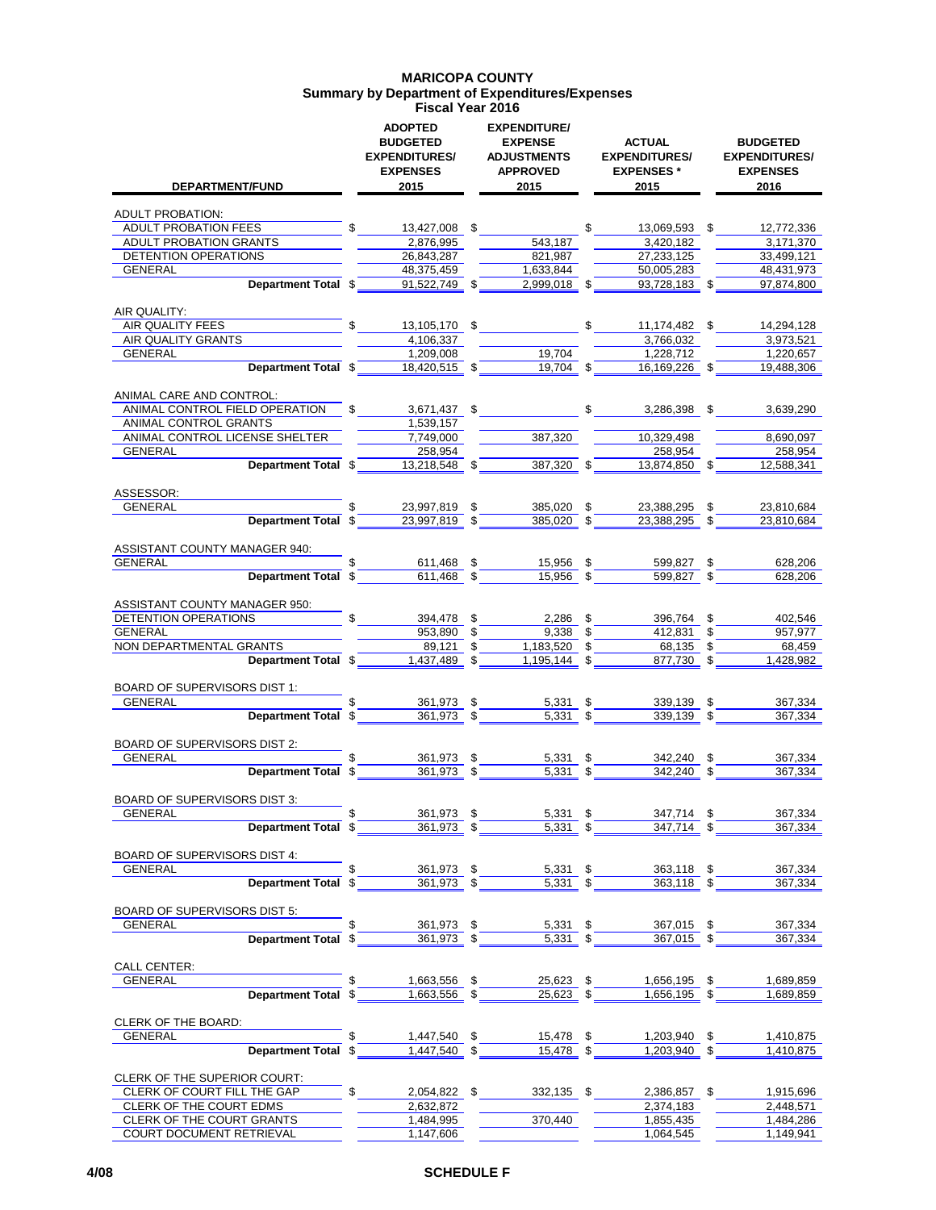# MARICOPA COUNTY
## Summary by Department of Expenditures/Expenses
### Fiscal Year 2016

| DEPARTMENT/FUND | ADOPTED BUDGETED EXPENDITURES/ EXPENSES 2015 | EXPENDITURE/ EXPENSE ADJUSTMENTS APPROVED 2015 | ACTUAL EXPENDITURES/ EXPENSES * 2015 | BUDGETED EXPENDITURES/ EXPENSES 2016 |
|---|---|---|---|---|
| ADULT PROBATION: | | | | |
| ADULT PROBATION FEES | $ 13,427,008 | $ | $ 13,069,593 | $ 12,772,336 |
| ADULT PROBATION GRANTS | 2,876,995 | 543,187 | 3,420,182 | 3,171,370 |
| DETENTION OPERATIONS | 26,843,287 | 821,987 | 27,233,125 | 33,499,121 |
| GENERAL | 48,375,459 | 1,633,844 | 50,005,283 | 48,431,973 |
| **Department Total** | $ 91,522,749 | $ 2,999,018 | $ 93,728,183 | $ 97,874,800 |
| AIR QUALITY: | | | | |
| AIR QUALITY FEES | $ 13,105,170 | $ | $ 11,174,482 | $ 14,294,128 |
| AIR QUALITY GRANTS | 4,106,337 | | 3,766,032 | 3,973,521 |
| GENERAL | 1,209,008 | 19,704 | 1,228,712 | 1,220,657 |
| **Department Total** | $ 18,420,515 | $ 19,704 | $ 16,169,226 | $ 19,488,306 |
| ANIMAL CARE AND CONTROL: | | | | |
| ANIMAL CONTROL FIELD OPERATION | $ 3,671,437 | $ | $ 3,286,398 | $ 3,639,290 |
| ANIMAL CONTROL GRANTS | 1,539,157 | | | |
| ANIMAL CONTROL LICENSE SHELTER | 7,749,000 | 387,320 | 10,329,498 | 8,690,097 |
| GENERAL | 258,954 | | 258,954 | 258,954 |
| **Department Total** | $ 13,218,548 | $ 387,320 | $ 13,874,850 | $ 12,588,341 |
| ASSESSOR: | | | | |
| GENERAL | $ 23,997,819 | $ 385,020 | $ 23,388,295 | $ 23,810,684 |
| **Department Total** | $ 23,997,819 | $ 385,020 | $ 23,388,295 | $ 23,810,684 |
| ASSISTANT COUNTY MANAGER 940: | | | | |
| GENERAL | $ 611,468 | $ 15,956 | $ 599,827 | $ 628,206 |
| **Department Total** | $ 611,468 | $ 15,956 | $ 599,827 | $ 628,206 |
| ASSISTANT COUNTY MANAGER 950: | | | | |
| DETENTION OPERATIONS | $ 394,478 | $ 2,286 | $ 396,764 | $ 402,546 |
| GENERAL | 953,890 | $ 9,338 | $ 412,831 | $ 957,977 |
| NON DEPARTMENTAL GRANTS | 89,121 | $ 1,183,520 | $ 68,135 | $ 68,459 |
| **Department Total** | $ 1,437,489 | $ 1,195,144 | $ 877,730 | $ 1,428,982 |
| BOARD OF SUPERVISORS DIST 1: | | | | |
| GENERAL | $ 361,973 | $ 5,331 | $ 339,139 | $ 367,334 |
| **Department Total** | $ 361,973 | $ 5,331 | $ 339,139 | $ 367,334 |
| BOARD OF SUPERVISORS DIST 2: | | | | |
| GENERAL | $ 361,973 | $ 5,331 | $ 342,240 | $ 367,334 |
| **Department Total** | $ 361,973 | $ 5,331 | $ 342,240 | $ 367,334 |
| BOARD OF SUPERVISORS DIST 3: | | | | |
| GENERAL | $ 361,973 | $ 5,331 | $ 347,714 | $ 367,334 |
| **Department Total** | $ 361,973 | $ 5,331 | $ 347,714 | $ 367,334 |
| BOARD OF SUPERVISORS DIST 4: | | | | |
| GENERAL | $ 361,973 | $ 5,331 | $ 363,118 | $ 367,334 |
| **Department Total** | $ 361,973 | $ 5,331 | $ 363,118 | $ 367,334 |
| BOARD OF SUPERVISORS DIST 5: | | | | |
| GENERAL | $ 361,973 | $ 5,331 | $ 367,015 | $ 367,334 |
| **Department Total** | $ 361,973 | $ 5,331 | $ 367,015 | $ 367,334 |
| CALL CENTER: | | | | |
| GENERAL | $ 1,663,556 | $ 25,623 | $ 1,656,195 | $ 1,689,859 |
| **Department Total** | $ 1,663,556 | $ 25,623 | $ 1,656,195 | $ 1,689,859 |
| CLERK OF THE BOARD: | | | | |
| GENERAL | $ 1,447,540 | $ 15,478 | $ 1,203,940 | $ 1,410,875 |
| **Department Total** | $ 1,447,540 | $ 15,478 | $ 1,203,940 | $ 1,410,875 |
| CLERK OF THE SUPERIOR COURT: | | | | |
| CLERK OF COURT FILL THE GAP | $ 2,054,822 | $ 332,135 | $ 2,386,857 | $ 1,915,696 |
| CLERK OF THE COURT EDMS | 2,632,872 | | 2,374,183 | 2,448,571 |
| CLERK OF THE COURT GRANTS | 1,484,995 | 370,440 | 1,855,435 | 1,484,286 |
| COURT DOCUMENT RETRIEVAL | 1,147,606 | | 1,064,545 | 1,149,941 |

4/08 SCHEDULE F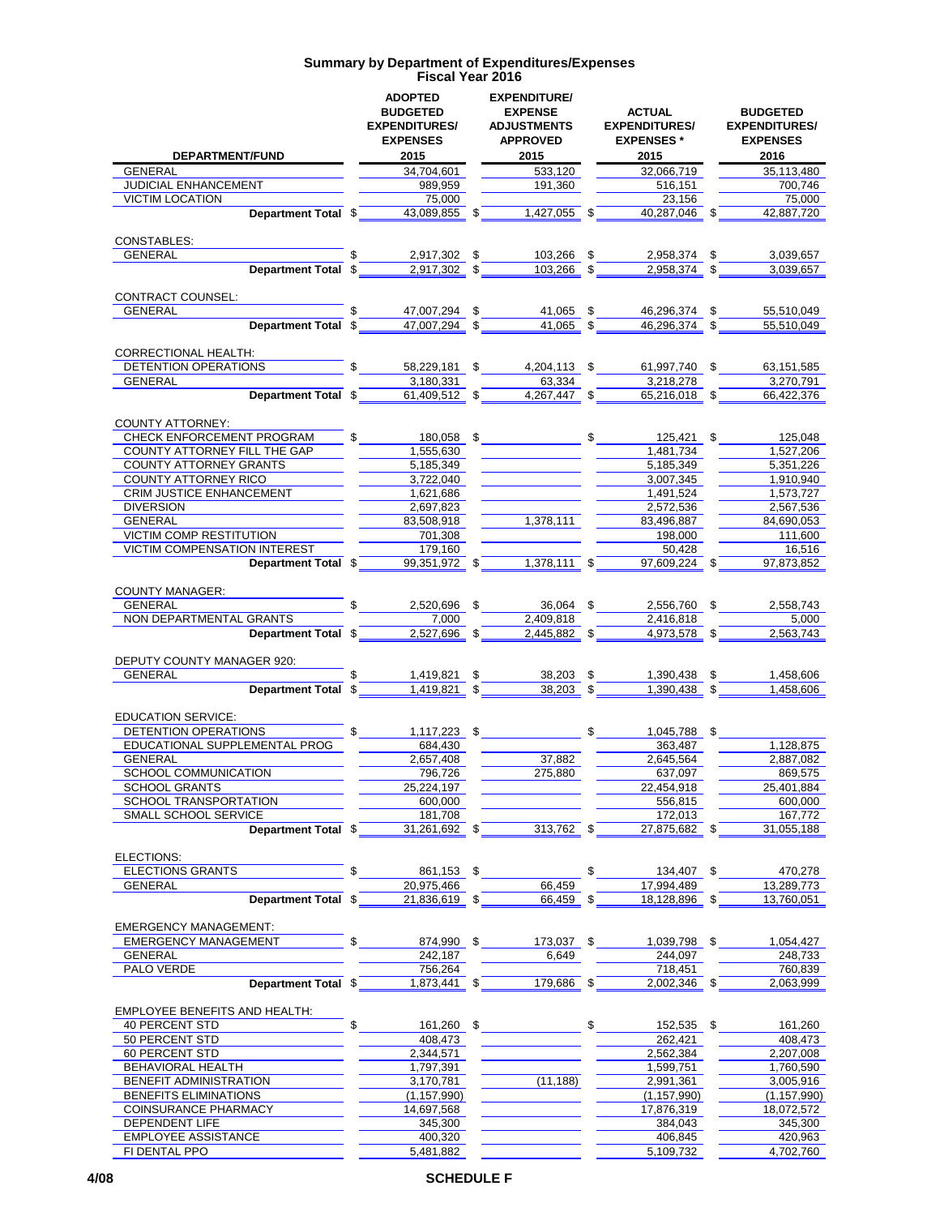## Summary by Department of Expenditures/Expenses
### Fiscal Year 2016

| DEPARTMENT/FUND | ADOPTED BUDGETED EXPENDITURES/ EXPENSES 2015 | EXPENDITURE/ EXPENSE ADJUSTMENTS APPROVED 2015 | ACTUAL EXPENDITURES/ EXPENSES * 2015 | BUDGETED EXPENDITURES/ EXPENSES 2016 |
|---|---|---|---|---|
| GENERAL | 34,704,601 | 533,120 | 32,066,719 | 35,113,480 |
| JUDICIAL ENHANCEMENT | 989,959 | 191,360 | 516,151 | 700,746 |
| VICTIM LOCATION | 75,000 | | 23,156 | 75,000 |
| **Department Total** | $ 43,089,855 | $ 1,427,055 | $ 40,287,046 | $ 42,887,720 |
| | | | | |
| CONSTABLES: | | | | |
| GENERAL | $ 2,917,302 | $ 103,266 | $ 2,958,374 | $ 3,039,657 |
| **Department Total** | $ 2,917,302 | $ 103,266 | $ 2,958,374 | $ 3,039,657 |
| | | | | |
| CONTRACT COUNSEL: | | | | |
| GENERAL | $ 47,007,294 | $ 41,065 | $ 46,296,374 | $ 55,510,049 |
| **Department Total** | $ 47,007,294 | $ 41,065 | $ 46,296,374 | $ 55,510,049 |
| | | | | |
| CORRECTIONAL HEALTH: | | | | |
| DETENTION OPERATIONS | $ 58,229,181 | $ 4,204,113 | $ 61,997,740 | $ 63,151,585 |
| GENERAL | 3,180,331 | 63,334 | 3,218,278 | 3,270,791 |
| **Department Total** | $ 61,409,512 | $ 4,267,447 | $ 65,216,018 | $ 66,422,376 |
| | | | | |
| COUNTY ATTORNEY: | | | | |
| CHECK ENFORCEMENT PROGRAM | $ 180,058 | $ | $ 125,421 | $ 125,048 |
| COUNTY ATTORNEY FILL THE GAP | 1,555,630 | | 1,481,734 | 1,527,206 |
| COUNTY ATTORNEY GRANTS | 5,185,349 | | 5,185,349 | 5,351,226 |
| COUNTY ATTORNEY RICO | 3,722,040 | | 3,007,345 | 1,910,940 |
| CRIM JUSTICE ENHANCEMENT | 1,621,686 | | 1,491,524 | 1,573,727 |
| DIVERSION | 2,697,823 | | 2,572,536 | 2,567,536 |
| GENERAL | 83,508,918 | 1,378,111 | 83,496,887 | 84,690,053 |
| VICTIM COMP RESTITUTION | 701,308 | | 198,000 | 111,600 |
| VICTIM COMPENSATION INTEREST | 179,160 | | 50,428 | 16,516 |
| **Department Total** | $ 99,351,972 | $ 1,378,111 | $ 97,609,224 | $ 97,873,852 |
| | | | | |
| COUNTY MANAGER: | | | | |
| GENERAL | $ 2,520,696 | $ 36,064 | $ 2,556,760 | $ 2,558,743 |
| NON DEPARTMENTAL GRANTS | 7,000 | 2,409,818 | 2,416,818 | 5,000 |
| **Department Total** | $ 2,527,696 | $ 2,445,882 | $ 4,973,578 | $ 2,563,743 |
| | | | | |
| DEPUTY COUNTY MANAGER 920: | | | | |
| GENERAL | $ 1,419,821 | $ 38,203 | $ 1,390,438 | $ 1,458,606 |
| **Department Total** | $ 1,419,821 | $ 38,203 | $ 1,390,438 | $ 1,458,606 |
| | | | | |
| EDUCATION SERVICE: | | | | |
| DETENTION OPERATIONS | $ 1,117,223 | $ | $ 1,045,788 | $ |
| EDUCATIONAL SUPPLEMENTAL PROG | 684,430 | | 363,487 | 1,128,875 |
| GENERAL | 2,657,408 | 37,882 | 2,645,564 | 2,887,082 |
| SCHOOL COMMUNICATION | 796,726 | 275,880 | 637,097 | 869,575 |
| SCHOOL GRANTS | 25,224,197 | | 22,454,918 | 25,401,884 |
| SCHOOL TRANSPORTATION | 600,000 | | 556,815 | 600,000 |
| SMALL SCHOOL SERVICE | 181,708 | | 172,013 | 167,772 |
| **Department Total** | $ 31,261,692 | $ 313,762 | $ 27,875,682 | $ 31,055,188 |
| | | | | |
| ELECTIONS: | | | | |
| ELECTIONS GRANTS | $ 861,153 | $ | $ 134,407 | $ 470,278 |
| GENERAL | 20,975,466 | 66,459 | 17,994,489 | 13,289,773 |
| **Department Total** | $ 21,836,619 | $ 66,459 | $ 18,128,896 | $ 13,760,051 |
| | | | | |
| EMERGENCY MANAGEMENT: | | | | |
| EMERGENCY MANAGEMENT | $ 874,990 | $ 173,037 | $ 1,039,798 | $ 1,054,427 |
| GENERAL | 242,187 | 6,649 | 244,097 | 248,733 |
| PALO VERDE | 756,264 | | 718,451 | 760,839 |
| **Department Total** | $ 1,873,441 | $ 179,686 | $ 2,002,346 | $ 2,063,999 |
| | | | | |
| EMPLOYEE BENEFITS AND HEALTH: | | | | |
| 40 PERCENT STD | $ 161,260 | $ | $ 152,535 | $ 161,260 |
| 50 PERCENT STD | 408,473 | | 262,421 | 408,473 |
| 60 PERCENT STD | 2,344,571 | | 2,562,384 | 2,207,008 |
| BEHAVIORAL HEALTH | 1,797,391 | | 1,599,751 | 1,760,590 |
| BENEFIT ADMINISTRATION | 3,170,781 | (11,188) | 2,991,361 | 3,005,916 |
| BENEFITS ELIMINATIONS | (1,157,990) | | (1,157,990) | (1,157,990) |
| COINSURANCE PHARMACY | 14,697,568 | | 17,876,319 | 18,072,572 |
| DEPENDENT LIFE | 345,300 | | 384,043 | 345,300 |
| EMPLOYEE ASSISTANCE | 400,320 | | 406,845 | 420,963 |
| FI DENTAL PPO | 5,481,882 | | 5,109,732 | 4,702,760 |

4/08 SCHEDULE F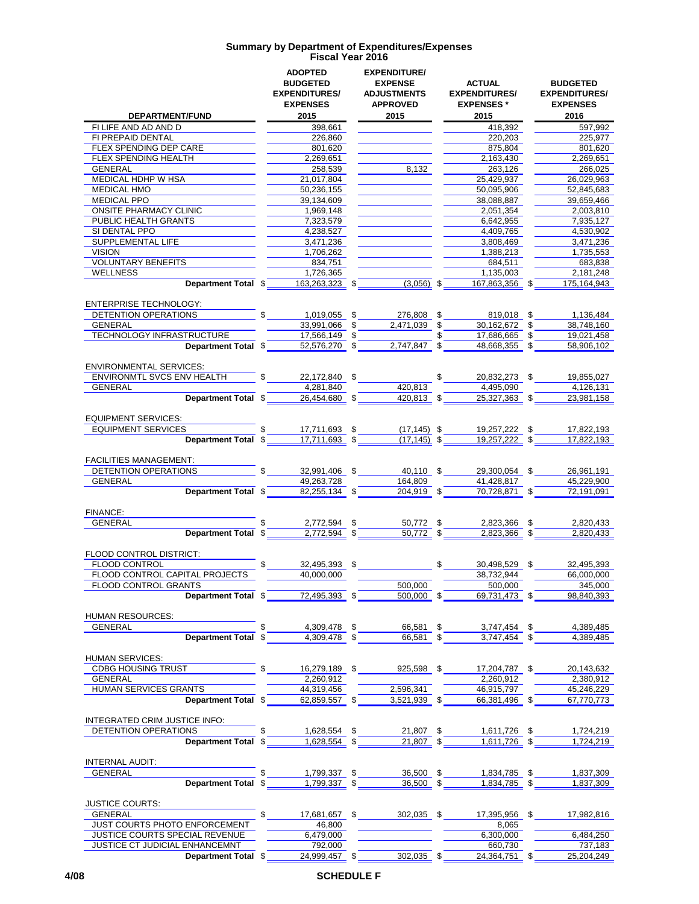# Summary by Department of Expenditures/Expenses
## Fiscal Year 2016

| DEPARTMENT/FUND | ADOPTED BUDGETED EXPENDITURES/ EXPENSES 2015 | EXPENDITURE/ EXPENSE ADJUSTMENTS APPROVED 2015 | ACTUAL EXPENDITURES/ EXPENSES * 2015 | BUDGETED EXPENDITURES/ EXPENSES 2016 |
|---|---|---|---|---|
| FI LIFE AND AD AND D | 398,661 | | 418,392 | 597,992 |
| FI PREPAID DENTAL | 226,860 | | 220,203 | 225,977 |
| FLEX SPENDING DEP CARE | 801,620 | | 875,804 | 801,620 |
| FLEX SPENDING HEALTH | 2,269,651 | | 2,163,430 | 2,269,651 |
| GENERAL | 258,539 | 8,132 | 263,126 | 266,025 |
| MEDICAL HDHP W HSA | 21,017,804 | | 25,429,937 | 26,029,963 |
| MEDICAL HMO | 50,236,155 | | 50,095,906 | 52,845,683 |
| MEDICAL PPO | 39,134,609 | | 38,088,887 | 39,659,466 |
| ONSITE PHARMACY CLINIC | 1,969,148 | | 2,051,354 | 2,003,810 |
| PUBLIC HEALTH GRANTS | 7,323,579 | | 6,642,955 | 7,935,127 |
| SI DENTAL PPO | 4,238,527 | | 4,409,765 | 4,530,902 |
| SUPPLEMENTAL LIFE | 3,471,236 | | 3,808,469 | 3,471,236 |
| VISION | 1,706,262 | | 1,388,213 | 1,735,553 |
| VOLUNTARY BENEFITS | 834,751 | | 684,511 | 683,838 |
| WELLNESS | 1,726,365 | | 1,135,003 | 2,181,248 |
| **Department Total** | $ 163,263,323 | $ (3,056) | $ 167,863,356 | $ 175,164,943 |
| ENTERPRISE TECHNOLOGY: | | | | |
| DETENTION OPERATIONS | $ 1,019,055 | $ 276,808 | $ 819,018 | $ 1,136,484 |
| GENERAL | 33,991,066 | $ 2,471,039 | $ 30,162,672 | $ 38,748,160 |
| TECHNOLOGY INFRASTRUCTURE | 17,566,149 | $ | $ 17,686,665 | $ 19,021,458 |
| **Department Total** | $ 52,576,270 | $ 2,747,847 | $ 48,668,355 | $ 58,906,102 |
| ENVIRONMENTAL SERVICES: | | | | |
| ENVIRONMTL SVCS ENV HEALTH | $ 22,172,840 | $ | $ 20,832,273 | $ 19,855,027 |
| GENERAL | 4,281,840 | 420,813 | 4,495,090 | 4,126,131 |
| **Department Total** | $ 26,454,680 | $ 420,813 | $ 25,327,363 | $ 23,981,158 |
| EQUIPMENT SERVICES: | | | | |
| EQUIPMENT SERVICES | $ 17,711,693 | $ (17,145) | $ 19,257,222 | $ 17,822,193 |
| **Department Total** | $ 17,711,693 | $ (17,145) | $ 19,257,222 | $ 17,822,193 |
| FACILITIES MANAGEMENT: | | | | |
| DETENTION OPERATIONS | $ 32,991,406 | $ 40,110 | $ 29,300,054 | $ 26,961,191 |
| GENERAL | 49,263,728 | 164,809 | 41,428,817 | 45,229,900 |
| **Department Total** | $ 82,255,134 | $ 204,919 | $ 70,728,871 | $ 72,191,091 |
| FINANCE: | | | | |
| GENERAL | $ 2,772,594 | $ 50,772 | $ 2,823,366 | $ 2,820,433 |
| **Department Total** | $ 2,772,594 | $ 50,772 | $ 2,823,366 | $ 2,820,433 |
| FLOOD CONTROL DISTRICT: | | | | |
| FLOOD CONTROL | $ 32,495,393 | $ | $ 30,498,529 | $ 32,495,393 |
| FLOOD CONTROL CAPITAL PROJECTS | 40,000,000 | | 38,732,944 | 66,000,000 |
| FLOOD CONTROL GRANTS | | 500,000 | 500,000 | 345,000 |
| **Department Total** | $ 72,495,393 | $ 500,000 | $ 69,731,473 | $ 98,840,393 |
| HUMAN RESOURCES: | | | | |
| GENERAL | $ 4,309,478 | $ 66,581 | $ 3,747,454 | $ 4,389,485 |
| **Department Total** | $ 4,309,478 | $ 66,581 | $ 3,747,454 | $ 4,389,485 |
| HUMAN SERVICES: | | | | |
| CDBG HOUSING TRUST | $ 16,279,189 | $ 925,598 | $ 17,204,787 | $ 20,143,632 |
| GENERAL | 2,260,912 | | 2,260,912 | 2,380,912 |
| HUMAN SERVICES GRANTS | 44,319,456 | 2,596,341 | 46,915,797 | 45,246,229 |
| **Department Total** | $ 62,859,557 | $ 3,521,939 | $ 66,381,496 | $ 67,770,773 |
| INTEGRATED CRIM JUSTICE INFO: | | | | |
| DETENTION OPERATIONS | $ 1,628,554 | $ 21,807 | $ 1,611,726 | $ 1,724,219 |
| **Department Total** | $ 1,628,554 | $ 21,807 | $ 1,611,726 | $ 1,724,219 |
| INTERNAL AUDIT: | | | | |
| GENERAL | $ 1,799,337 | $ 36,500 | $ 1,834,785 | $ 1,837,309 |
| **Department Total** | $ 1,799,337 | $ 36,500 | $ 1,834,785 | $ 1,837,309 |
| JUSTICE COURTS: | | | | |
| GENERAL | $ 17,681,657 | $ 302,035 | $ 17,395,956 | $ 17,982,816 |
| JUST COURTS PHOTO ENFORCEMENT | 46,800 | | 8,065 | |
| JUSTICE COURTS SPECIAL REVENUE | 6,479,000 | | 6,300,000 | 6,484,250 |
| JUSTICE CT JUDICIAL ENHANCEMNT | 792,000 | | 660,730 | 737,183 |
| **Department Total** | $ 24,999,457 | $ 302,035 | $ 24,364,751 | $ 25,204,249 |

4/08 SCHEDULE F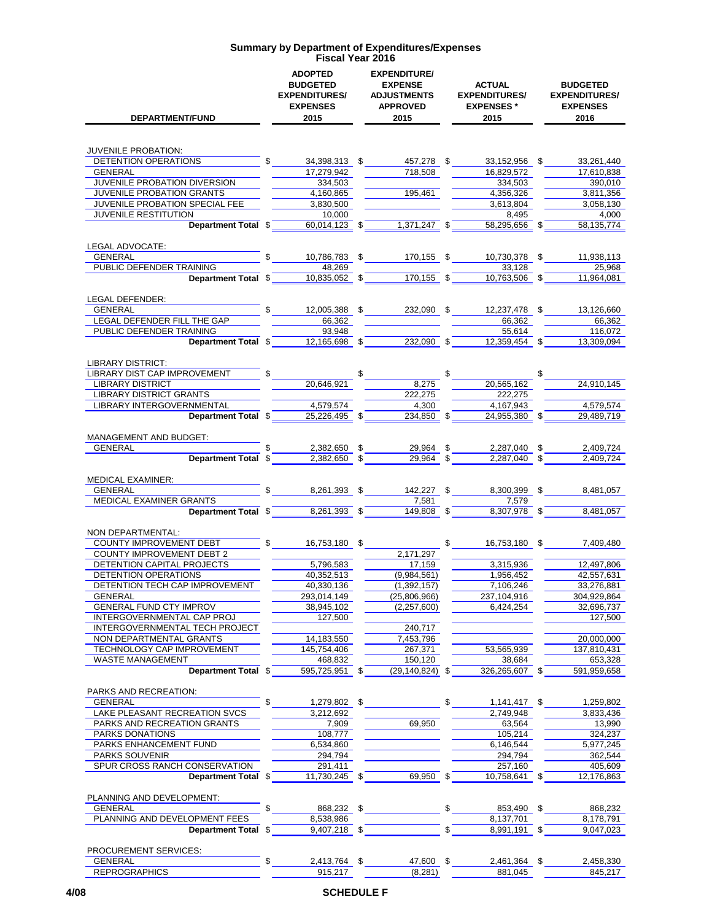# Summary by Department of Expenditures/Expenses
## Fiscal Year 2016

| DEPARTMENT/FUND | ADOPTED BUDGETED EXPENDITURES/ EXPENSES 2015 | EXPENDITURE/ EXPENSE ADJUSTMENTS APPROVED 2015 | ACTUAL EXPENDITURES/ EXPENSES * 2015 | BUDGETED EXPENDITURES/ EXPENSES 2016 |
|---|---|---|---|---|
| **JUVENILE PROBATION:** | | | | |
| DETENTION OPERATIONS | $ 34,398,313 | $ 457,278 | $ 33,152,956 | $ 33,261,440 |
| GENERAL | 17,279,942 | 718,508 | 16,829,572 | 17,610,838 |
| JUVENILE PROBATION DIVERSION | 334,503 | | 334,503 | 390,010 |
| JUVENILE PROBATION GRANTS | 4,160,865 | 195,461 | 4,356,326 | 3,811,356 |
| JUVENILE PROBATION SPECIAL FEE | 3,830,500 | | 3,613,804 | 3,058,130 |
| JUVENILE RESTITUTION | 10,000 | | 8,495 | 4,000 |
| **Department Total** | $ 60,014,123 | $ 1,371,247 | $ 58,295,656 | $ 58,135,774 |
| **LEGAL ADVOCATE:** | | | | |
| GENERAL | $ 10,786,783 | $ 170,155 | $ 10,730,378 | $ 11,938,113 |
| PUBLIC DEFENDER TRAINING | 48,269 | | 33,128 | 25,968 |
| **Department Total** | $ 10,835,052 | $ 170,155 | $ 10,763,506 | $ 11,964,081 |
| **LEGAL DEFENDER:** | | | | |
| GENERAL | $ 12,005,388 | $ 232,090 | $ 12,237,478 | $ 13,126,660 |
| LEGAL DEFENDER FILL THE GAP | 66,362 | | 66,362 | 66,362 |
| PUBLIC DEFENDER TRAINING | 93,948 | | 55,614 | 116,072 |
| **Department Total** | $ 12,165,698 | $ 232,090 | $ 12,359,454 | $ 13,309,094 |
| **LIBRARY DISTRICT:** | | | | |
| LIBRARY DIST CAP IMPROVEMENT | $ | $ | $ | $ |
| LIBRARY DISTRICT | 20,646,921 | 8,275 | 20,565,162 | 24,910,145 |
| LIBRARY DISTRICT GRANTS | | 222,275 | 222,275 | |
| LIBRARY INTERGOVERNMENTAL | 4,579,574 | 4,300 | 4,167,943 | 4,579,574 |
| **Department Total** | $ 25,226,495 | $ 234,850 | $ 24,955,380 | $ 29,489,719 |
| **MANAGEMENT AND BUDGET:** | | | | |
| GENERAL | $ 2,382,650 | $ 29,964 | $ 2,287,040 | $ 2,409,724 |
| **Department Total** | $ 2,382,650 | $ 29,964 | $ 2,287,040 | $ 2,409,724 |
| **MEDICAL EXAMINER:** | | | | |
| GENERAL | $ 8,261,393 | $ 142,227 | $ 8,300,399 | $ 8,481,057 |
| MEDICAL EXAMINER GRANTS | | 7,581 | 7,579 | |
| **Department Total** | $ 8,261,393 | $ 149,808 | $ 8,307,978 | $ 8,481,057 |
| **NON DEPARTMENTAL:** | | | | |
| COUNTY IMPROVEMENT DEBT | $ 16,753,180 | $ | $ 16,753,180 | $ 7,409,480 |
| COUNTY IMPROVEMENT DEBT 2 | | 2,171,297 | | |
| DETENTION CAPITAL PROJECTS | 5,796,583 | 17,159 | 3,315,936 | 12,497,806 |
| DETENTION OPERATIONS | 40,352,513 | (9,984,561) | 1,956,452 | 42,557,631 |
| DETENTION TECH CAP IMPROVEMENT | 40,330,136 | (1,392,157) | 7,106,246 | 33,276,881 |
| GENERAL | 293,014,149 | (25,806,966) | 237,104,916 | 304,929,864 |
| GENERAL FUND CTY IMPROV | 38,945,102 | (2,257,600) | 6,424,254 | 32,696,737 |
| INTERGOVERNMENTAL CAP PROJ | 127,500 | | | 127,500 |
| INTERGOVERNMENTAL TECH PROJECT | | 240,717 | | |
| NON DEPARTMENTAL GRANTS | 14,183,550 | 7,453,796 | | 20,000,000 |
| TECHNOLOGY CAP IMPROVEMENT | 145,754,406 | 267,371 | 53,565,939 | 137,810,431 |
| WASTE MANAGEMENT | 468,832 | 150,120 | 38,684 | 653,328 |
| **Department Total** | $ 595,725,951 | $ (29,140,824) | $ 326,265,607 | $ 591,959,658 |
| **PARKS AND RECREATION:** | | | | |
| GENERAL | $ 1,279,802 | $ | $ 1,141,417 | $ 1,259,802 |
| LAKE PLEASANT RECREATION SVCS | 3,212,692 | | 2,749,948 | 3,833,436 |
| PARKS AND RECREATION GRANTS | 7,909 | 69,950 | 63,564 | 13,990 |
| PARKS DONATIONS | 108,777 | | 105,214 | 324,237 |
| PARKS ENHANCEMENT FUND | 6,534,860 | | 6,146,544 | 5,977,245 |
| PARKS SOUVENIR | 294,794 | | 294,794 | 362,544 |
| SPUR CROSS RANCH CONSERVATION | 291,411 | | 257,160 | 405,609 |
| **Department Total** | $ 11,730,245 | $ 69,950 | $ 10,758,641 | $ 12,176,863 |
| **PLANNING AND DEVELOPMENT:** | | | | |
| GENERAL | $ 868,232 | $ | $ 853,490 | $ 868,232 |
| PLANNING AND DEVELOPMENT FEES | 8,538,986 | | 8,137,701 | 8,178,791 |
| **Department Total** | $ 9,407,218 | $ | $ 8,991,191 | $ 9,047,023 |
| **PROCUREMENT SERVICES:** | | | | |
| GENERAL | $ 2,413,764 | $ 47,600 | $ 2,461,364 | $ 2,458,330 |
| REPROGRAPHICS | 915,217 | (8,281) | 881,045 | 845,217 |

4/08 SCHEDULE F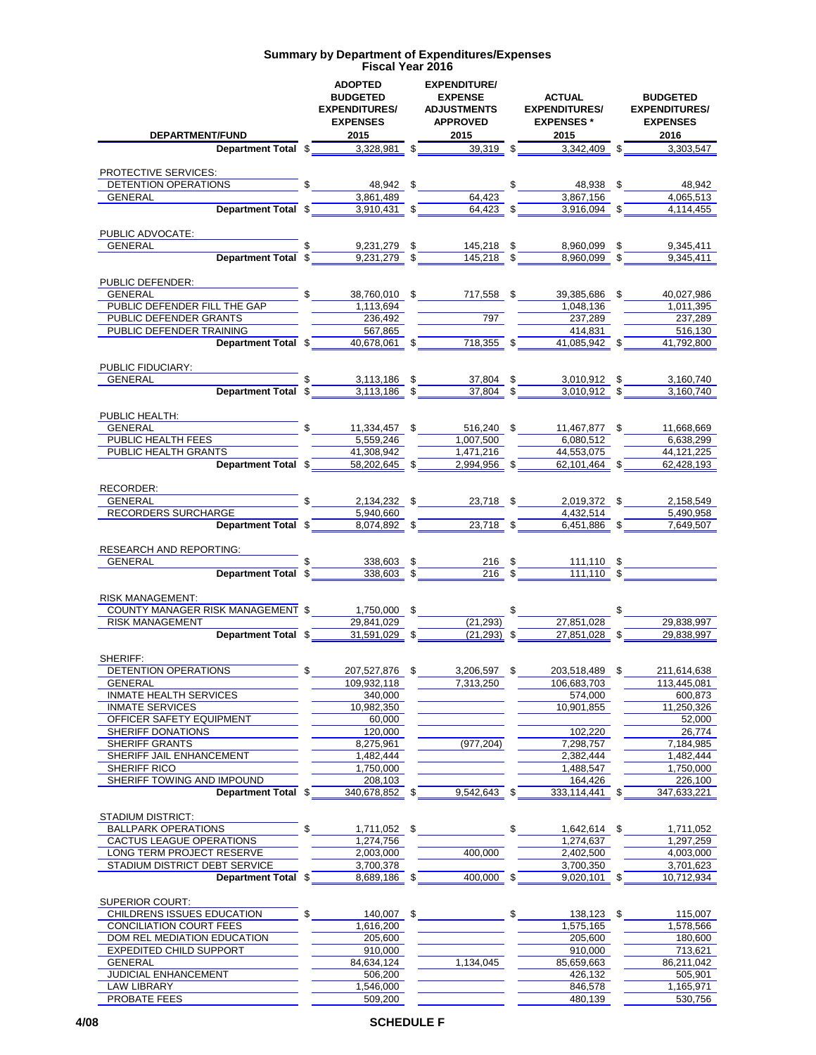# Summary by Department of Expenditures/Expenses
## Fiscal Year 2016

| DEPARTMENT/FUND | ADOPTED BUDGETED EXPENDITURES/ EXPENSES 2015 | EXPENDITURE/ EXPENSE ADJUSTMENTS APPROVED 2015 | ACTUAL EXPENDITURES/ EXPENSES * 2015 | BUDGETED EXPENDITURES/ EXPENSES 2016 |
|---|---|---|---|---|
| **Department Total** | $ 3,328,981 | $ 39,319 | $ 3,342,409 | $ 3,303,547 |
| | | | | |
| PROTECTIVE SERVICES: | | | | |
| DETENTION OPERATIONS | $ 48,942 | $ | $ 48,938 | $ 48,942 |
| GENERAL | 3,861,489 | 64,423 | 3,867,156 | 4,065,513 |
| **Department Total** | $ 3,910,431 | $ 64,423 | $ 3,916,094 | $ 4,114,455 |
| | | | | |
| PUBLIC ADVOCATE: | | | | |
| GENERAL | $ 9,231,279 | $ 145,218 | $ 8,960,099 | $ 9,345,411 |
| **Department Total** | $ 9,231,279 | $ 145,218 | $ 8,960,099 | $ 9,345,411 |
| | | | | |
| PUBLIC DEFENDER: | | | | |
| GENERAL | $ 38,760,010 | $ 717,558 | $ 39,385,686 | $ 40,027,986 |
| PUBLIC DEFENDER FILL THE GAP | 1,113,694 | | 1,048,136 | 1,011,395 |
| PUBLIC DEFENDER GRANTS | 236,492 | 797 | 237,289 | 237,289 |
| PUBLIC DEFENDER TRAINING | 567,865 | | 414,831 | 516,130 |
| **Department Total** | $ 40,678,061 | $ 718,355 | $ 41,085,942 | $ 41,792,800 |
| | | | | |
| PUBLIC FIDUCIARY: | | | | |
| GENERAL | $ 3,113,186 | $ 37,804 | $ 3,010,912 | $ 3,160,740 |
| **Department Total** | $ 3,113,186 | $ 37,804 | $ 3,010,912 | $ 3,160,740 |
| | | | | |
| PUBLIC HEALTH: | | | | |
| GENERAL | $ 11,334,457 | $ 516,240 | $ 11,467,877 | $ 11,668,669 |
| PUBLIC HEALTH FEES | 5,559,246 | 1,007,500 | 6,080,512 | 6,638,299 |
| PUBLIC HEALTH GRANTS | 41,308,942 | 1,471,216 | 44,553,075 | 44,121,225 |
| **Department Total** | $ 58,202,645 | $ 2,994,956 | $ 62,101,464 | $ 62,428,193 |
| | | | | |
| RECORDER: | | | | |
| GENERAL | $ 2,134,232 | $ 23,718 | $ 2,019,372 | $ 2,158,549 |
| RECORDERS SURCHARGE | 5,940,660 | | 4,432,514 | 5,490,958 |
| **Department Total** | $ 8,074,892 | $ 23,718 | $ 6,451,886 | $ 7,649,507 |
| | | | | |
| RESEARCH AND REPORTING: | | | | |
| GENERAL | $ 338,603 | $ 216 | $ 111,110 | $ |
| **Department Total** | $ 338,603 | $ 216 | $ 111,110 | $ |
| | | | | |
| RISK MANAGEMENT: | | | | |
| COUNTY MANAGER RISK MANAGEMENT | $ 1,750,000 | $ | $ | $ |
| RISK MANAGEMENT | 29,841,029 | (21,293) | 27,851,028 | 29,838,997 |
| **Department Total** | $ 31,591,029 | $ (21,293) | $ 27,851,028 | $ 29,838,997 |
| | | | | |
| SHERIFF: | | | | |
| DETENTION OPERATIONS | $ 207,527,876 | $ 3,206,597 | $ 203,518,489 | $ 211,614,638 |
| GENERAL | 109,932,118 | 7,313,250 | 106,683,703 | 113,445,081 |
| INMATE HEALTH SERVICES | 340,000 | | 574,000 | 600,873 |
| INMATE SERVICES | 10,982,350 | | 10,901,855 | 11,250,326 |
| OFFICER SAFETY EQUIPMENT | 60,000 | | | 52,000 |
| SHERIFF DONATIONS | 120,000 | | 102,220 | 26,774 |
| SHERIFF GRANTS | 8,275,961 | (977,204) | 7,298,757 | 7,184,985 |
| SHERIFF JAIL ENHANCEMENT | 1,482,444 | | 2,382,444 | 1,482,444 |
| SHERIFF RICO | 1,750,000 | | 1,488,547 | 1,750,000 |
| SHERIFF TOWING AND IMPOUND | 208,103 | | 164,426 | 226,100 |
| **Department Total** | $ 340,678,852 | $ 9,542,643 | $ 333,114,441 | $ 347,633,221 |
| | | | | |
| STADIUM DISTRICT: | | | | |
| BALLPARK OPERATIONS | $ 1,711,052 | $ | $ 1,642,614 | $ 1,711,052 |
| CACTUS LEAGUE OPERATIONS | 1,274,756 | | 1,274,637 | 1,297,259 |
| LONG TERM PROJECT RESERVE | 2,003,000 | 400,000 | 2,402,500 | 4,003,000 |
| STADIUM DISTRICT DEBT SERVICE | 3,700,378 | | 3,700,350 | 3,701,623 |
| **Department Total** | $ 8,689,186 | $ 400,000 | $ 9,020,101 | $ 10,712,934 |
| | | | | |
| SUPERIOR COURT: | | | | |
| CHILDRENS ISSUES EDUCATION | $ 140,007 | $ | $ 138,123 | $ 115,007 |
| CONCILIATION COURT FEES | 1,616,200 | | 1,575,165 | 1,578,566 |
| DOM REL MEDIATION EDUCATION | 205,600 | | 205,600 | 180,600 |
| EXPEDITED CHILD SUPPORT | 910,000 | | 910,000 | 713,621 |
| GENERAL | 84,634,124 | 1,134,045 | 85,659,663 | 86,211,042 |
| JUDICIAL ENHANCEMENT | 506,200 | | 426,132 | 505,901 |
| LAW LIBRARY | 1,546,000 | | 846,578 | 1,165,971 |
| PROBATE FEES | 509,200 | | 480,139 | 530,756 |

4/08

SCHEDULE F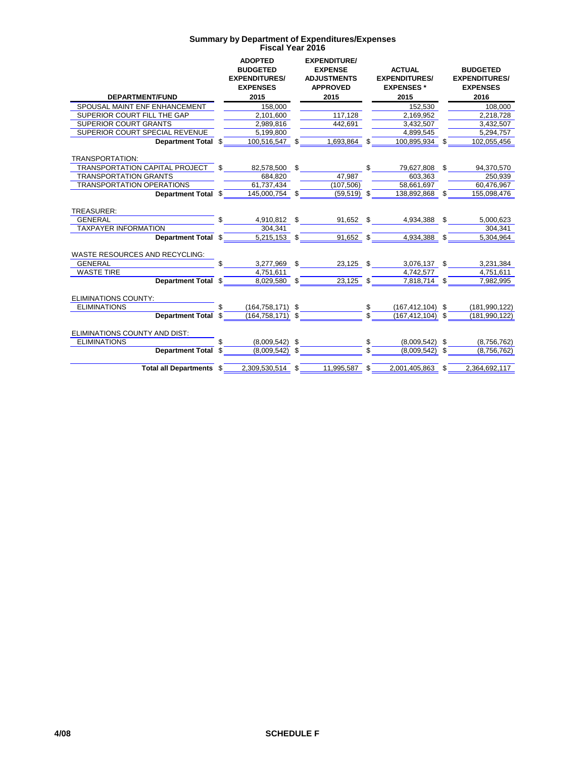## Summary by Department of Expenditures/Expenses
### Fiscal Year 2016

| DEPARTMENT/FUND | ADOPTED BUDGETED EXPENDITURES/ EXPENSES 2015 | EXPENDITURE/ EXPENSE ADJUSTMENTS APPROVED 2015 | ACTUAL EXPENDITURES/ EXPENSES * 2015 | BUDGETED EXPENDITURES/ EXPENSES 2016 |
|---|---|---|---|---|
| SPOUSAL MAINT ENF ENHANCEMENT | 158,000 | | 152,530 | 108,000 |
| SUPERIOR COURT FILL THE GAP | 2,101,600 | 117,128 | 2,169,952 | 2,218,728 |
| SUPERIOR COURT GRANTS | 2,989,816 | 442,691 | 3,432,507 | 3,432,507 |
| SUPERIOR COURT SPECIAL REVENUE | 5,199,800 | | 4,899,545 | 5,294,757 |
| **Department Total** | $ 100,516,547 | $ 1,693,864 | $ 100,895,934 | $ 102,055,456 |
| TRANSPORTATION: | | | | |
| TRANSPORTATION CAPITAL PROJECT | $ 82,578,500 | $ | $ 79,627,808 | $ 94,370,570 |
| TRANSPORTATION GRANTS | 684,820 | 47,987 | 603,363 | 250,939 |
| TRANSPORTATION OPERATIONS | 61,737,434 | (107,506) | 58,661,697 | 60,476,967 |
| **Department Total** | $ 145,000,754 | $ (59,519) | $ 138,892,868 | $ 155,098,476 |
| TREASURER: | | | | |
| GENERAL | $ 4,910,812 | $ 91,652 | $ 4,934,388 | $ 5,000,623 |
| TAXPAYER INFORMATION | 304,341 | | | 304,341 |
| **Department Total** | $ 5,215,153 | $ 91,652 | $ 4,934,388 | $ 5,304,964 |
| WASTE RESOURCES AND RECYCLING: | | | | |
| GENERAL | $ 3,277,969 | $ 23,125 | $ 3,076,137 | $ 3,231,384 |
| WASTE TIRE | 4,751,611 | | 4,742,577 | 4,751,611 |
| **Department Total** | $ 8,029,580 | $ 23,125 | $ 7,818,714 | $ 7,982,995 |
| ELIMINATIONS COUNTY: | | | | |
| ELIMINATIONS | $ (164,758,171) | $ | $ (167,412,104) | $ (181,990,122) |
| **Department Total** | $ (164,758,171) | $ | $ (167,412,104) | $ (181,990,122) |
| ELIMINATIONS COUNTY AND DIST: | | | | |
| ELIMINATIONS | $ (8,009,542) | $ | $ (8,009,542) | $ (8,756,762) |
| **Department Total** | $ (8,009,542) | $ | $ (8,009,542) | $ (8,756,762) |
| **Total all Departments** | $ 2,309,530,514 | $ 11,995,587 | $ 2,001,405,863 | $ 2,364,692,117 |

4/08 SCHEDULE F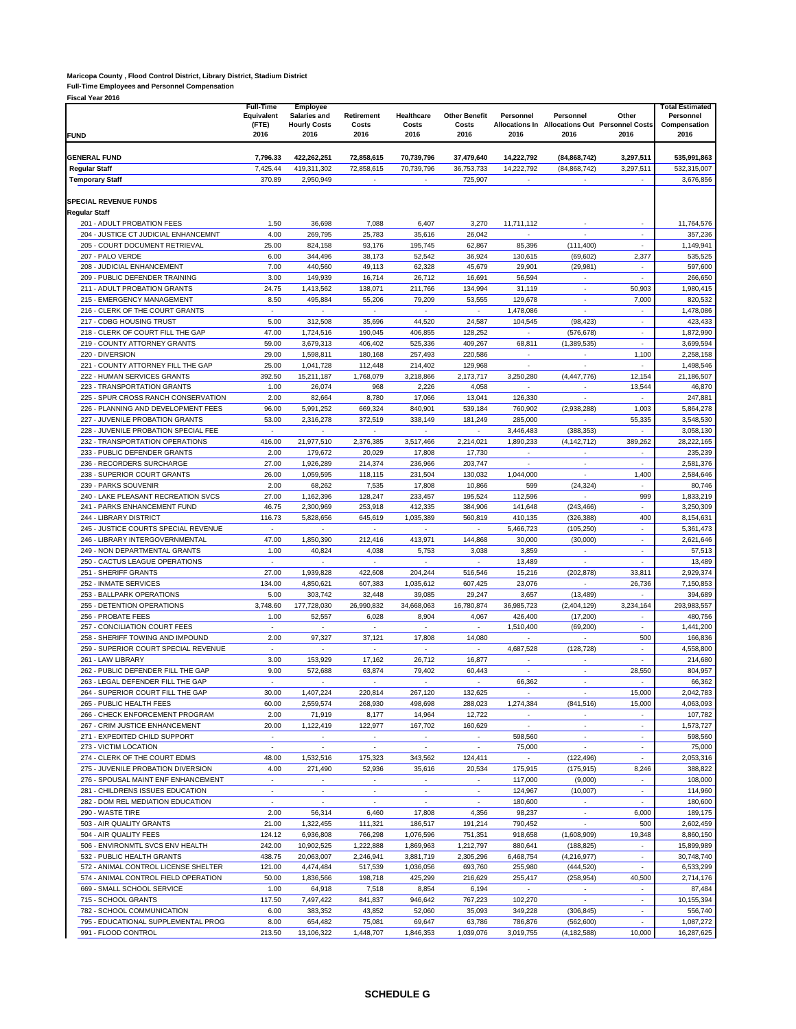**Maricopa County , Flood Control District, Library District, Stadium District**
**Full-Time Employees and Personnel Compensation**
**Fiscal Year 2016**

| FUND | Full-Time Equivalent (FTE) 2016 | Employee Salaries and Hourly Costs 2016 | Retirement Costs 2016 | Healthcare Costs 2016 | Other Benefit Costs 2016 | Personnel Allocations In 2016 | Personnel Allocations Out 2016 | Other Personnel Costs 2016 | Total Estimated Personnel Compensation 2016 |
|---|---|---|---|---|---|---|---|---|---|
| **GENERAL FUND** | **7,796.33** | **422,262,251** | **72,858,615** | **70,739,796** | **37,479,640** | **14,222,792** | **(84,868,742)** | **3,297,511** | **535,991,863** |
| **Regular Staff** | 7,425.44 | 419,311,302 | 72,858,615 | 70,739,796 | 36,753,733 | 14,222,792 | (84,868,742) | 3,297,511 | 532,315,007 |
| **Temporary Staff** | 370.89 | 2,950,949 | - | - | 725,907 | - | - | - | 3,676,856 |
| **SPECIAL REVENUE FUNDS** | | | | | | | | | |
| **Regular Staff** | | | | | | | | | |
| 201 - ADULT PROBATION FEES | 1.50 | 36,698 | 7,088 | 6,407 | 3,270 | 11,711,112 | - | - | 11,764,576 |
| 204 - JUSTICE CT JUDICIAL ENHANCEMNT | 4.00 | 269,795 | 25,783 | 35,616 | 26,042 | - | - | - | 357,236 |
| 205 - COURT DOCUMENT RETRIEVAL | 25.00 | 824,158 | 93,176 | 195,745 | 62,867 | 85,396 | (111,400) | - | 1,149,941 |
| 207 - PALO VERDE | 6.00 | 344,496 | 38,173 | 52,542 | 36,924 | 130,615 | (69,602) | 2,377 | 535,525 |
| 208 - JUDICIAL ENHANCEMENT | 7.00 | 440,560 | 49,113 | 62,328 | 45,679 | 29,901 | (29,981) | - | 597,600 |
| 209 - PUBLIC DEFENDER TRAINING | 3.00 | 149,939 | 16,714 | 26,712 | 16,691 | 56,594 | - | - | 266,650 |
| 211 - ADULT PROBATION GRANTS | 24.75 | 1,413,562 | 138,071 | 211,766 | 134,994 | 31,119 | - | 50,903 | 1,980,415 |
| 215 - EMERGENCY MANAGEMENT | 8.50 | 495,884 | 55,206 | 79,209 | 53,555 | 129,678 | - | 7,000 | 820,532 |
| 216 - CLERK OF THE COURT GRANTS | - | - | - | - | - | 1,478,086 | - | - | 1,478,086 |
| 217 - CDBG HOUSING TRUST | 5.00 | 312,508 | 35,696 | 44,520 | 24,587 | 104,545 | (98,423) | - | 423,433 |
| 218 - CLERK OF COURT FILL THE GAP | 47.00 | 1,724,516 | 190,045 | 406,855 | 128,252 | - | (576,678) | - | 1,872,990 |
| 219 - COUNTY ATTORNEY GRANTS | 59.00 | 3,679,313 | 406,402 | 525,336 | 409,267 | 68,811 | (1,389,535) | - | 3,699,594 |
| 220 - DIVERSION | 29.00 | 1,598,811 | 180,168 | 257,493 | 220,586 | - | - | 1,100 | 2,258,158 |
| 221 - COUNTY ATTORNEY FILL THE GAP | 25.00 | 1,041,728 | 112,448 | 214,402 | 129,968 | - | - | - | 1,498,546 |
| 222 - HUMAN SERVICES GRANTS | 392.50 | 15,211,187 | 1,768,079 | 3,218,866 | 2,173,717 | 3,250,280 | (4,447,776) | 12,154 | 21,186,507 |
| 223 - TRANSPORTATION GRANTS | 1.00 | 26,074 | 968 | 2,226 | 4,058 | - | - | 13,544 | 46,870 |
| 225 - SPUR CROSS RANCH CONSERVATION | 2.00 | 82,664 | 8,780 | 17,066 | 13,041 | 126,330 | - | - | 247,881 |
| 226 - PLANNING AND DEVELOPMENT FEES | 96.00 | 5,991,252 | 669,324 | 840,901 | 539,184 | 760,902 | (2,938,288) | 1,003 | 5,864,278 |
| 227 - JUVENILE PROBATION GRANTS | 53.00 | 2,316,278 | 372,519 | 338,149 | 181,249 | 285,000 | - | 55,335 | 3,548,530 |
| 228 - JUVENILE PROBATION SPECIAL FEE | - | - | - | - | - | 3,446,483 | (388,353) | - | 3,058,130 |
| 232 - TRANSPORTATION OPERATIONS | 416.00 | 21,977,510 | 2,376,385 | 3,517,466 | 2,214,021 | 1,890,233 | (4,142,712) | 389,262 | 28,222,165 |
| 233 - PUBLIC DEFENDER GRANTS | 2.00 | 179,672 | 20,029 | 17,808 | 17,730 | - | - | - | 235,239 |
| 236 - RECORDERS SURCHARGE | 27.00 | 1,926,289 | 214,374 | 236,966 | 203,747 | - | - | - | 2,581,376 |
| 238 - SUPERIOR COURT GRANTS | 26.00 | 1,059,595 | 118,115 | 231,504 | 130,032 | 1,044,000 | - | 1,400 | 2,584,646 |
| 239 - PARKS SOUVENIR | 2.00 | 68,262 | 7,535 | 17,808 | 10,866 | 599 | (24,324) | - | 80,746 |
| 240 - LAKE PLEASANT RECREATION SVCS | 27.00 | 1,162,396 | 128,247 | 233,457 | 195,524 | 112,596 | - | 999 | 1,833,219 |
| 241 - PARKS ENHANCEMENT FUND | 46.75 | 2,300,969 | 253,918 | 412,335 | 384,906 | 141,648 | (243,466) | - | 3,250,309 |
| 244 - LIBRARY DISTRICT | 116.73 | 5,828,656 | 645,619 | 1,035,389 | 560,819 | 410,135 | (326,388) | 400 | 8,154,631 |
| 245 - JUSTICE COURTS SPECIAL REVENUE | - | - | - | - | - | 5,466,723 | (105,250) | - | 5,361,473 |
| 246 - LIBRARY INTERGOVERNMENTAL | 47.00 | 1,850,390 | 212,416 | 413,971 | 144,868 | 30,000 | (30,000) | - | 2,621,646 |
| 249 - NON DEPARTMENTAL GRANTS | 1.00 | 40,824 | 4,038 | 5,753 | 3,038 | 3,859 | - | - | 57,513 |
| 250 - CACTUS LEAGUE OPERATIONS | - | - | - | - | - | 13,489 | - | - | 13,489 |
| 251 - SHERIFF GRANTS | 27.00 | 1,939,828 | 422,608 | 204,244 | 516,546 | 15,216 | (202,878) | 33,811 | 2,929,374 |
| 252 - INMATE SERVICES | 134.00 | 4,850,621 | 607,383 | 1,035,612 | 607,425 | 23,076 | - | 26,736 | 7,150,853 |
| 253 - BALLPARK OPERATIONS | 5.00 | 303,742 | 32,448 | 39,085 | 29,247 | 3,657 | (13,489) | - | 394,689 |
| 255 - DETENTION OPERATIONS | 3,748.60 | 177,728,030 | 26,990,832 | 34,668,063 | 16,780,874 | 36,985,723 | (2,404,129) | 3,234,164 | 293,983,557 |
| 256 - PROBATE FEES | 1.00 | 52,557 | 6,028 | 8,904 | 4,067 | 426,400 | (17,200) | - | 480,756 |
| 257 - CONCILIATION COURT FEES | - | - | - | - | - | 1,510,400 | (69,200) | - | 1,441,200 |
| 258 - SHERIFF TOWING AND IMPOUND | 2.00 | 97,327 | 37,121 | 17,808 | 14,080 | - | - | 500 | 166,836 |
| 259 - SUPERIOR COURT SPECIAL REVENUE | - | - | - | - | - | 4,687,528 | (128,728) | - | 4,558,800 |
| 261 - LAW LIBRARY | 3.00 | 153,929 | 17,162 | 26,712 | 16,877 | - | - | - | 214,680 |
| 262 - PUBLIC DEFENDER FILL THE GAP | 9.00 | 572,688 | 63,874 | 79,402 | 60,443 | - | - | 28,550 | 804,957 |
| 263 - LEGAL DEFENDER FILL THE GAP | - | - | - | - | - | 66,362 | - | - | 66,362 |
| 264 - SUPERIOR COURT FILL THE GAP | 30.00 | 1,407,224 | 220,814 | 267,120 | 132,625 | - | - | 15,000 | 2,042,783 |
| 265 - PUBLIC HEALTH FEES | 60.00 | 2,559,574 | 268,930 | 498,698 | 288,023 | 1,274,384 | (841,516) | 15,000 | 4,063,093 |
| 266 - CHECK ENFORCEMENT PROGRAM | 2.00 | 71,919 | 8,177 | 14,964 | 12,722 | - | - | - | 107,782 |
| 267 - CRIM JUSTICE ENHANCEMENT | 20.00 | 1,122,419 | 122,977 | 167,702 | 160,629 | - | - | - | 1,573,727 |
| 271 - EXPEDITED CHILD SUPPORT | - | - | - | - | - | 598,560 | - | - | 598,560 |
| 273 - VICTIM LOCATION | - | - | - | - | - | 75,000 | - | - | 75,000 |
| 274 - CLERK OF THE COURT EDMS | 48.00 | 1,532,516 | 175,323 | 343,562 | 124,411 | - | (122,496) | - | 2,053,316 |
| 275 - JUVENILE PROBATION DIVERSION | 4.00 | 271,490 | 52,936 | 35,616 | 20,534 | 175,915 | (175,915) | 8,246 | 388,822 |
| 276 - SPOUSAL MAINT ENF ENHANCEMENT | - | - | - | - | - | 117,000 | (9,000) | - | 108,000 |
| 281 - CHILDRENS ISSUES EDUCATION | - | - | - | - | - | 124,967 | (10,007) | - | 114,960 |
| 282 - DOM REL MEDIATION EDUCATION | - | - | - | - | - | 180,600 | - | - | 180,600 |
| 290 - WASTE TIRE | 2.00 | 56,314 | 6,460 | 17,808 | 4,356 | 98,237 | - | 6,000 | 189,175 |
| 503 - AIR QUALITY GRANTS | 21.00 | 1,322,455 | 111,321 | 186,517 | 191,214 | 790,452 | - | 500 | 2,602,459 |
| 504 - AIR QUALITY FEES | 124.12 | 6,936,808 | 766,298 | 1,076,596 | 751,351 | 918,658 | (1,608,909) | 19,348 | 8,860,150 |
| 506 - ENVIRONMTL SVCS ENV HEALTH | 242.00 | 10,902,525 | 1,222,888 | 1,869,963 | 1,212,797 | 880,641 | (188,825) | - | 15,899,989 |
| 532 - PUBLIC HEALTH GRANTS | 438.75 | 20,063,007 | 2,246,941 | 3,881,719 | 2,305,296 | 6,468,754 | (4,216,977) | - | 30,748,740 |
| 572 - ANIMAL CONTROL LICENSE SHELTER | 121.00 | 4,474,484 | 517,539 | 1,036,056 | 693,760 | 255,980 | (444,520) | - | 6,533,299 |
| 574 - ANIMAL CONTROL FIELD OPERATION | 50.00 | 1,836,566 | 198,718 | 425,299 | 216,629 | 255,417 | (258,954) | 40,500 | 2,714,176 |
| 669 - SMALL SCHOOL SERVICE | 1.00 | 64,918 | 7,518 | 8,854 | 6,194 | - | - | - | 87,484 |
| 715 - SCHOOL GRANTS | 117.50 | 7,497,422 | 841,837 | 946,642 | 767,223 | 102,270 | - | - | 10,155,394 |
| 782 - SCHOOL COMMUNICATION | 6.00 | 383,352 | 43,852 | 52,060 | 35,093 | 349,228 | (306,845) | - | 556,740 |
| 795 - EDUCATIONAL SUPPLEMENTAL PROG | 8.00 | 654,482 | 75,081 | 69,647 | 63,786 | 786,876 | (562,600) | - | 1,087,272 |
| 991 - FLOOD CONTROL | 213.50 | 13,106,322 | 1,448,707 | 1,846,353 | 1,039,076 | 3,019,755 | (4,182,588) | 10,000 | 16,287,625 |

**SCHEDULE G**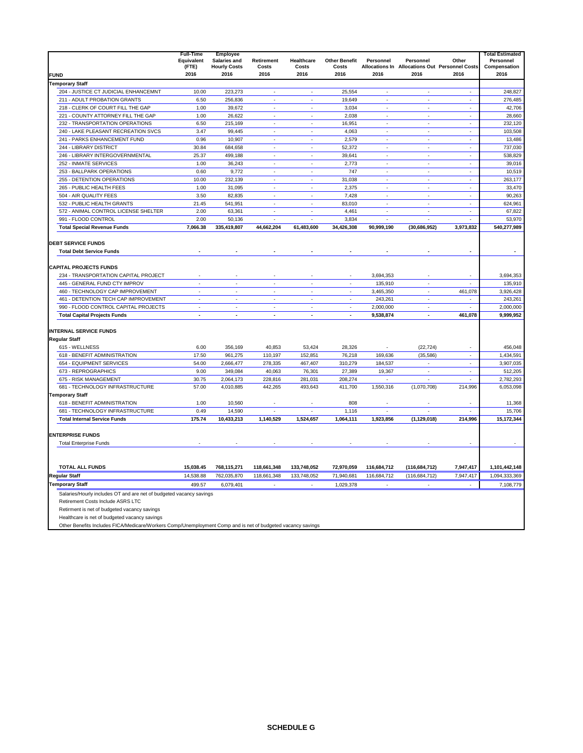| FUND | Full-Time Equivalent (FTE) 2016 | Employee Salaries and Hourly Costs 2016 | Retirement Costs 2016 | Healthcare Costs 2016 | Other Benefit Costs 2016 | Personnel Allocations In 2016 | Personnel Allocations Out 2016 | Other Personnel Costs 2016 | Total Estimated Personnel Compensation 2016 |
|---|---|---|---|---|---|---|---|---|---|
| **Temporary Staff** | | | | | | | | | |
| 204 - JUSTICE CT JUDICIAL ENHANCEMNT | 10.00 | 223,273 | - | - | 25,554 | - | - | - | 248,827 |
| 211 - ADULT PROBATION GRANTS | 6.50 | 256,836 | - | - | 19,649 | - | - | - | 276,485 |
| 218 - CLERK OF COURT FILL THE GAP | 1.00 | 39,672 | - | - | 3,034 | - | - | - | 42,706 |
| 221 - COUNTY ATTORNEY FILL THE GAP | 1.00 | 26,622 | - | - | 2,038 | - | - | - | 28,660 |
| 232 - TRANSPORTATION OPERATIONS | 6.50 | 215,169 | - | - | 16,951 | - | - | - | 232,120 |
| 240 - LAKE PLEASANT RECREATION SVCS | 3.47 | 99,445 | - | - | 4,063 | - | - | - | 103,508 |
| 241 - PARKS ENHANCEMENT FUND | 0.96 | 10,907 | - | - | 2,579 | - | - | - | 13,486 |
| 244 - LIBRARY DISTRICT | 30.84 | 684,658 | - | - | 52,372 | - | - | - | 737,030 |
| 246 - LIBRARY INTERGOVERNMENTAL | 25.37 | 499,188 | - | - | 39,641 | - | - | - | 538,829 |
| 252 - INMATE SERVICES | 1.00 | 36,243 | - | - | 2,773 | - | - | - | 39,016 |
| 253 - BALLPARK OPERATIONS | 0.60 | 9,772 | - | - | 747 | - | - | - | 10,519 |
| 255 - DETENTION OPERATIONS | 10.00 | 232,139 | - | - | 31,038 | - | - | - | 263,177 |
| 265 - PUBLIC HEALTH FEES | 1.00 | 31,095 | - | - | 2,375 | - | - | - | 33,470 |
| 504 - AIR QUALITY FEES | 3.50 | 82,835 | - | - | 7,428 | - | - | - | 90,263 |
| 532 - PUBLIC HEALTH GRANTS | 21.45 | 541,951 | - | - | 83,010 | - | - | - | 624,961 |
| 572 - ANIMAL CONTROL LICENSE SHELTER | 2.00 | 63,361 | - | - | 4,461 | - | - | - | 67,822 |
| 991 - FLOOD CONTROL | 2.00 | 50,136 | - | - | 3,834 | - | - | - | 53,970 |
| **Total Special Revenue Funds** | **7,066.38** | **335,419,807** | **44,662,204** | **61,483,600** | **34,426,308** | **90,999,190** | **(30,686,952)** | **3,973,832** | **540,277,989** |
| **DEBT SERVICE FUNDS** | | | | | | | | | |
| **Total Debt Service Funds** | **-** | **-** | **-** | **-** | **-** | **-** | **-** | **-** | **-** |
| **CAPITAL PROJECTS FUNDS** | | | | | | | | | |
| 234 - TRANSPORTATION CAPITAL PROJECT | - | - | - | - | - | 3,694,353 | - | - | 3,694,353 |
| 445 - GENERAL FUND CTY IMPROV | - | - | - | - | - | 135,910 | - | - | 135,910 |
| 460 - TECHNOLOGY CAP IMPROVEMENT | - | - | - | - | - | 3,465,350 | - | 461,078 | 3,926,428 |
| 461 - DETENTION TECH CAP IMPROVEMENT | - | - | - | - | - | 243,261 | - | - | 243,261 |
| 990 - FLOOD CONTROL CAPITAL PROJECTS | - | - | - | - | - | 2,000,000 | - | - | 2,000,000 |
| **Total Capital Projects Funds** | **-** | **-** | **-** | **-** | **-** | **9,538,874** | **-** | **461,078** | **9,999,952** |
| **INTERNAL SERVICE FUNDS** | | | | | | | | | |
| **Regular Staff** | | | | | | | | | |
| 615 - WELLNESS | 6.00 | 356,169 | 40,853 | 53,424 | 28,326 | - | (22,724) | - | 456,048 |
| 618 - BENEFIT ADMINISTRATION | 17.50 | 961,275 | 110,197 | 152,851 | 76,218 | 169,636 | (35,586) | - | 1,434,591 |
| 654 - EQUIPMENT SERVICES | 54.00 | 2,666,477 | 278,335 | 467,407 | 310,279 | 184,537 | - | - | 3,907,035 |
| 673 - REPROGRAPHICS | 9.00 | 349,084 | 40,063 | 76,301 | 27,389 | 19,367 | - | - | 512,205 |
| 675 - RISK MANAGEMENT | 30.75 | 2,064,173 | 228,816 | 281,031 | 208,274 | - | - | - | 2,782,293 |
| 681 - TECHNOLOGY INFRASTRUCTURE | 57.00 | 4,010,885 | 442,265 | 493,643 | 411,700 | 1,550,316 | (1,070,708) | 214,996 | 6,053,098 |
| **Temporary Staff** | | | | | | | | | |
| 618 - BENEFIT ADMINISTRATION | 1.00 | 10,560 | - | - | 808 | - | - | - | 11,368 |
| 681 - TECHNOLOGY INFRASTRUCTURE | 0.49 | 14,590 | - | - | 1,116 | - | - | - | 15,706 |
| **Total Internal Service Funds** | **175.74** | **10,433,213** | **1,140,529** | **1,524,657** | **1,064,111** | **1,923,856** | **(1,129,018)** | **214,996** | **15,172,344** |
| **ENTERPRISE FUNDS** | | | | | | | | | |
| Total Enterprise Funds | - | - | - | - | - | - | - | - | - |
| **TOTAL ALL FUNDS** | **15,038.45** | **768,115,271** | **118,661,348** | **133,748,052** | **72,970,059** | **116,684,712** | **(116,684,712)** | **7,947,417** | **1,101,442,148** |
| **Regular Staff** | 14,538.88 | 762,035,870 | 118,661,348 | 133,748,052 | 71,940,681 | 116,684,712 | (116,684,712) | 7,947,417 | 1,094,333,369 |
| **Temporary Staff** | 499.57 | 6,079,401 | - | - | 1,029,378 | - | - | - | 7,108,779 |

Salaries/Hourly includes OT and are net of budgeted vacancy savings
Retirement Costs Include ASRS LTC
Retirment is net of budgeted vacancy savings
Healthcare is net of budgeted vacancy savings
Other Benefits Includes FICA/Medicare/Workers Comp/Unemployment Comp and is net of budgeted vacancy savings

**SCHEDULE G**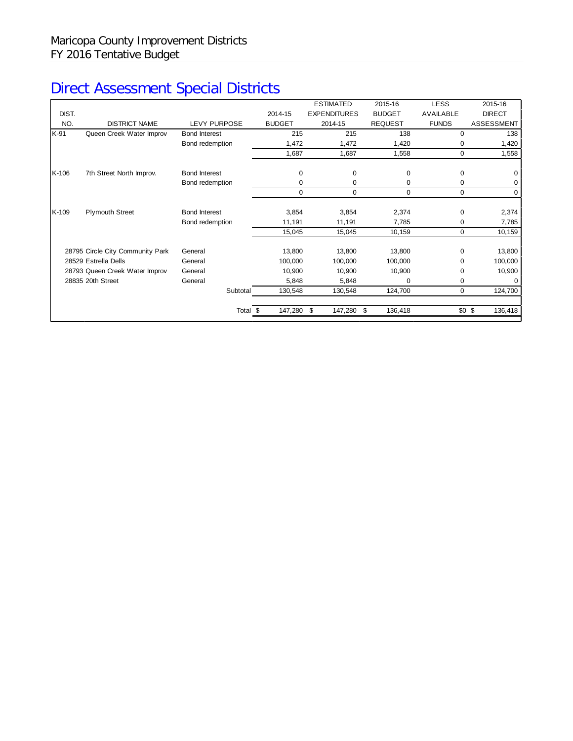Maricopa County Improvement Districts
FY 2016 Tentative Budget

# Direct Assessment Special Districts

| DIST. NO. | DISTRICT NAME | LEVY PURPOSE | 2014-15 BUDGET | ESTIMATED EXPENDITURES 2014-15 | 2015-16 BUDGET REQUEST | LESS AVAILABLE FUNDS | 2015-16 DIRECT ASSESSMENT |
|---|---|---|---|---|---|---|---|
| K-91 | Queen Creek Water Improv | Bond Interest | 215 | 215 | 138 | 0 | 138 |
| | | Bond redemption | 1,472 | 1,472 | 1,420 | 0 | 1,420 |
| | | | 1,687 | 1,687 | 1,558 | 0 | 1,558 |
| K-106 | 7th Street North Improv. | Bond Interest | 0 | 0 | 0 | 0 | 0 |
| | | Bond redemption | 0 | 0 | 0 | 0 | 0 |
| | | | 0 | 0 | 0 | 0 | 0 |
| K-109 | Plymouth Street | Bond Interest | 3,854 | 3,854 | 2,374 | 0 | 2,374 |
| | | Bond redemption | 11,191 | 11,191 | 7,785 | 0 | 7,785 |
| | | | 15,045 | 15,045 | 10,159 | 0 | 10,159 |
| 28795 | Circle City Community Park | General | 13,800 | 13,800 | 13,800 | 0 | 13,800 |
| 28529 | Estrella Dells | General | 100,000 | 100,000 | 100,000 | 0 | 100,000 |
| 28793 | Queen Creek Water Improv | General | 10,900 | 10,900 | 10,900 | 0 | 10,900 |
| 28835 | 20th Street | General | 5,848 | 5,848 | 0 | 0 | 0 |
| | | Subtotal | 130,548 | 130,548 | 124,700 | 0 | 124,700 |
| | | Total | $ 147,280 | $ 147,280 | $ 136,418 | $0 | $ 136,418 |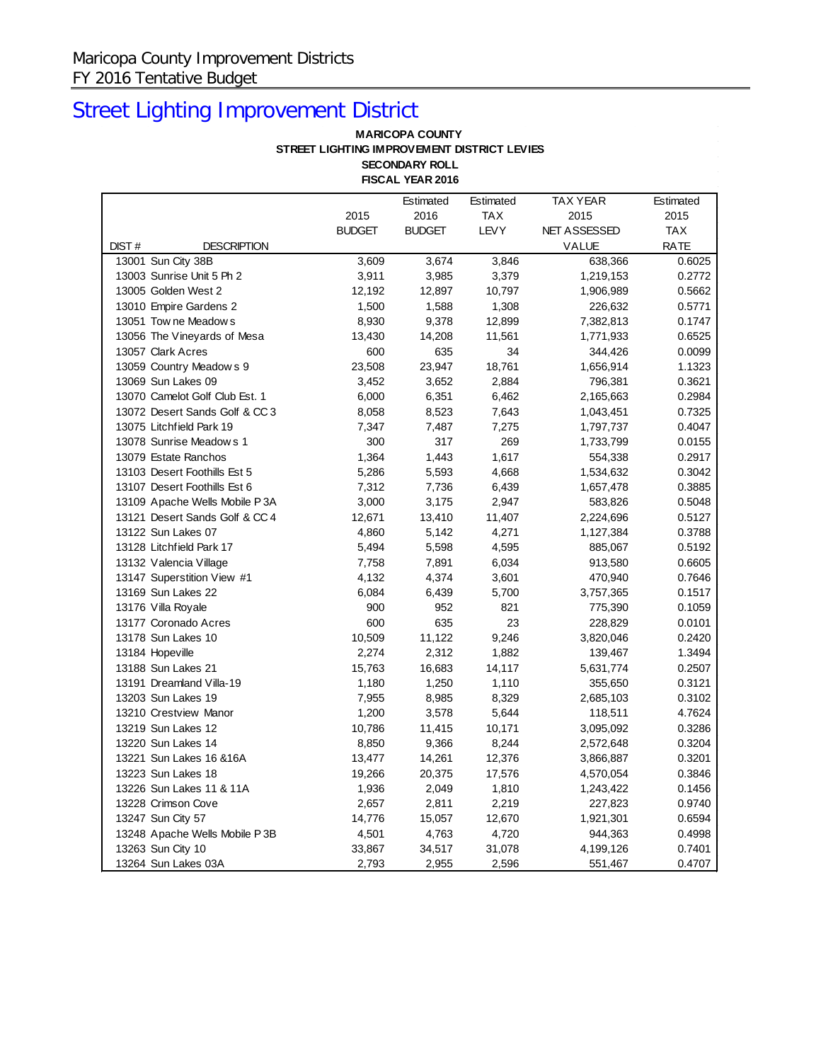# Street Lighting Improvement District

**MARICOPA COUNTY**
**STREET LIGHTING IMPROVEMENT DISTRICT LEVIES**
**SECONDARY ROLL**
**FISCAL YEAR 2016**

| DIST # | DESCRIPTION | 2015 BUDGET | Estimated 2016 BUDGET | Estimated TAX LEVY | TAX YEAR 2015 NET ASSESSED VALUE | Estimated 2015 TAX RATE |
|---|---|---|---|---|---|---|
| 13001 | Sun City 38B | 3,609 | 3,674 | 3,846 | 638,366 | 0.6025 |
| 13003 | Sunrise Unit 5 Ph 2 | 3,911 | 3,985 | 3,379 | 1,219,153 | 0.2772 |
| 13005 | Golden West 2 | 12,192 | 12,897 | 10,797 | 1,906,989 | 0.5662 |
| 13010 | Empire Gardens 2 | 1,500 | 1,588 | 1,308 | 226,632 | 0.5771 |
| 13051 | Towne Meadows | 8,930 | 9,378 | 12,899 | 7,382,813 | 0.1747 |
| 13056 | The Vineyards of Mesa | 13,430 | 14,208 | 11,561 | 1,771,933 | 0.6525 |
| 13057 | Clark Acres | 600 | 635 | 34 | 344,426 | 0.0099 |
| 13059 | Country Meadows 9 | 23,508 | 23,947 | 18,761 | 1,656,914 | 1.1323 |
| 13069 | Sun Lakes 09 | 3,452 | 3,652 | 2,884 | 796,381 | 0.3621 |
| 13070 | Camelot Golf Club Est. 1 | 6,000 | 6,351 | 6,462 | 2,165,663 | 0.2984 |
| 13072 | Desert Sands Golf & CC 3 | 8,058 | 8,523 | 7,643 | 1,043,451 | 0.7325 |
| 13075 | Litchfield Park 19 | 7,347 | 7,487 | 7,275 | 1,797,737 | 0.4047 |
| 13078 | Sunrise Meadows 1 | 300 | 317 | 269 | 1,733,799 | 0.0155 |
| 13079 | Estate Ranchos | 1,364 | 1,443 | 1,617 | 554,338 | 0.2917 |
| 13103 | Desert Foothills Est 5 | 5,286 | 5,593 | 4,668 | 1,534,632 | 0.3042 |
| 13107 | Desert Foothills Est 6 | 7,312 | 7,736 | 6,439 | 1,657,478 | 0.3885 |
| 13109 | Apache Wells Mobile P 3A | 3,000 | 3,175 | 2,947 | 583,826 | 0.5048 |
| 13121 | Desert Sands Golf & CC 4 | 12,671 | 13,410 | 11,407 | 2,224,696 | 0.5127 |
| 13122 | Sun Lakes 07 | 4,860 | 5,142 | 4,271 | 1,127,384 | 0.3788 |
| 13128 | Litchfield Park 17 | 5,494 | 5,598 | 4,595 | 885,067 | 0.5192 |
| 13132 | Valencia Village | 7,758 | 7,891 | 6,034 | 913,580 | 0.6605 |
| 13147 | Superstition View #1 | 4,132 | 4,374 | 3,601 | 470,940 | 0.7646 |
| 13169 | Sun Lakes 22 | 6,084 | 6,439 | 5,700 | 3,757,365 | 0.1517 |
| 13176 | Villa Royale | 900 | 952 | 821 | 775,390 | 0.1059 |
| 13177 | Coronado Acres | 600 | 635 | 23 | 228,829 | 0.0101 |
| 13178 | Sun Lakes 10 | 10,509 | 11,122 | 9,246 | 3,820,046 | 0.2420 |
| 13184 | Hopeville | 2,274 | 2,312 | 1,882 | 139,467 | 1.3494 |
| 13188 | Sun Lakes 21 | 15,763 | 16,683 | 14,117 | 5,631,774 | 0.2507 |
| 13191 | Dreamland Villa-19 | 1,180 | 1,250 | 1,110 | 355,650 | 0.3121 |
| 13203 | Sun Lakes 19 | 7,955 | 8,985 | 8,329 | 2,685,103 | 0.3102 |
| 13210 | Crestview Manor | 1,200 | 3,578 | 5,644 | 118,511 | 4.7624 |
| 13219 | Sun Lakes 12 | 10,786 | 11,415 | 10,171 | 3,095,092 | 0.3286 |
| 13220 | Sun Lakes 14 | 8,850 | 9,366 | 8,244 | 2,572,648 | 0.3204 |
| 13221 | Sun Lakes 16 &16A | 13,477 | 14,261 | 12,376 | 3,866,887 | 0.3201 |
| 13223 | Sun Lakes 18 | 19,266 | 20,375 | 17,576 | 4,570,054 | 0.3846 |
| 13226 | Sun Lakes 11 & 11A | 1,936 | 2,049 | 1,810 | 1,243,422 | 0.1456 |
| 13228 | Crimson Cove | 2,657 | 2,811 | 2,219 | 227,823 | 0.9740 |
| 13247 | Sun City 57 | 14,776 | 15,057 | 12,670 | 1,921,301 | 0.6594 |
| 13248 | Apache Wells Mobile P 3B | 4,501 | 4,763 | 4,720 | 944,363 | 0.4998 |
| 13263 | Sun City 10 | 33,867 | 34,517 | 31,078 | 4,199,126 | 0.7401 |
| 13264 | Sun Lakes 03A | 2,793 | 2,955 | 2,596 | 551,467 | 0.4707 |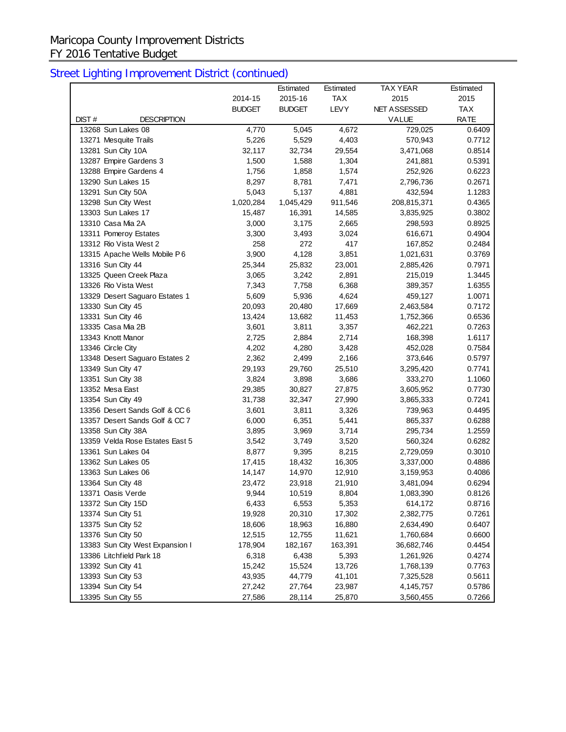# Maricopa County Improvement Districts
# FY 2016 Tentative Budget

## Street Lighting Improvement District (continued)

| DIST # | DESCRIPTION | 2014-15 BUDGET | Estimated 2015-16 BUDGET | Estimated TAX LEVY | TAX YEAR 2015 NET ASSESSED VALUE | Estimated 2015 TAX RATE |
|---|---|---|---|---|---|---|
| 13268 | Sun Lakes 08 | 4,770 | 5,045 | 4,672 | 729,025 | 0.6409 |
| 13271 | Mesquite Trails | 5,226 | 5,529 | 4,403 | 570,943 | 0.7712 |
| 13281 | Sun City 10A | 32,117 | 32,734 | 29,554 | 3,471,068 | 0.8514 |
| 13287 | Empire Gardens 3 | 1,500 | 1,588 | 1,304 | 241,881 | 0.5391 |
| 13288 | Empire Gardens 4 | 1,756 | 1,858 | 1,574 | 252,926 | 0.6223 |
| 13290 | Sun Lakes 15 | 8,297 | 8,781 | 7,471 | 2,796,736 | 0.2671 |
| 13291 | Sun City 50A | 5,043 | 5,137 | 4,881 | 432,594 | 1.1283 |
| 13298 | Sun City West | 1,020,284 | 1,045,429 | 911,546 | 208,815,371 | 0.4365 |
| 13303 | Sun Lakes 17 | 15,487 | 16,391 | 14,585 | 3,835,925 | 0.3802 |
| 13310 | Casa Mia 2A | 3,000 | 3,175 | 2,665 | 298,593 | 0.8925 |
| 13311 | Pomeroy Estates | 3,300 | 3,493 | 3,024 | 616,671 | 0.4904 |
| 13312 | Rio Vista West 2 | 258 | 272 | 417 | 167,852 | 0.2484 |
| 13315 | Apache Wells Mobile P 6 | 3,900 | 4,128 | 3,851 | 1,021,631 | 0.3769 |
| 13316 | Sun City 44 | 25,344 | 25,832 | 23,001 | 2,885,426 | 0.7971 |
| 13325 | Queen Creek Plaza | 3,065 | 3,242 | 2,891 | 215,019 | 1.3445 |
| 13326 | Rio Vista West | 7,343 | 7,758 | 6,368 | 389,357 | 1.6355 |
| 13329 | Desert Saguaro Estates 1 | 5,609 | 5,936 | 4,624 | 459,127 | 1.0071 |
| 13330 | Sun City 45 | 20,093 | 20,480 | 17,669 | 2,463,584 | 0.7172 |
| 13331 | Sun City 46 | 13,424 | 13,682 | 11,453 | 1,752,366 | 0.6536 |
| 13335 | Casa Mia 2B | 3,601 | 3,811 | 3,357 | 462,221 | 0.7263 |
| 13343 | Knott Manor | 2,725 | 2,884 | 2,714 | 168,398 | 1.6117 |
| 13346 | Circle City | 4,202 | 4,280 | 3,428 | 452,028 | 0.7584 |
| 13348 | Desert Saguaro Estates 2 | 2,362 | 2,499 | 2,166 | 373,646 | 0.5797 |
| 13349 | Sun City 47 | 29,193 | 29,760 | 25,510 | 3,295,420 | 0.7741 |
| 13351 | Sun City 38 | 3,824 | 3,898 | 3,686 | 333,270 | 1.1060 |
| 13352 | Mesa East | 29,385 | 30,827 | 27,875 | 3,605,952 | 0.7730 |
| 13354 | Sun City 49 | 31,738 | 32,347 | 27,990 | 3,865,333 | 0.7241 |
| 13356 | Desert Sands Golf & CC 6 | 3,601 | 3,811 | 3,326 | 739,963 | 0.4495 |
| 13357 | Desert Sands Golf & CC 7 | 6,000 | 6,351 | 5,441 | 865,337 | 0.6288 |
| 13358 | Sun City 38A | 3,895 | 3,969 | 3,714 | 295,734 | 1.2559 |
| 13359 | Velda Rose Estates East 5 | 3,542 | 3,749 | 3,520 | 560,324 | 0.6282 |
| 13361 | Sun Lakes 04 | 8,877 | 9,395 | 8,215 | 2,729,059 | 0.3010 |
| 13362 | Sun Lakes 05 | 17,415 | 18,432 | 16,305 | 3,337,000 | 0.4886 |
| 13363 | Sun Lakes 06 | 14,147 | 14,970 | 12,910 | 3,159,953 | 0.4086 |
| 13364 | Sun City 48 | 23,472 | 23,918 | 21,910 | 3,481,094 | 0.6294 |
| 13371 | Oasis Verde | 9,944 | 10,519 | 8,804 | 1,083,390 | 0.8126 |
| 13372 | Sun City 15D | 6,433 | 6,553 | 5,353 | 614,172 | 0.8716 |
| 13374 | Sun City 51 | 19,928 | 20,310 | 17,302 | 2,382,775 | 0.7261 |
| 13375 | Sun City 52 | 18,606 | 18,963 | 16,880 | 2,634,490 | 0.6407 |
| 13376 | Sun City 50 | 12,515 | 12,755 | 11,621 | 1,760,684 | 0.6600 |
| 13383 | Sun City West Expansion I | 178,904 | 182,167 | 163,391 | 36,682,746 | 0.4454 |
| 13386 | Litchfield Park 18 | 6,318 | 6,438 | 5,393 | 1,261,926 | 0.4274 |
| 13392 | Sun City 41 | 15,242 | 15,524 | 13,726 | 1,768,139 | 0.7763 |
| 13393 | Sun City 53 | 43,935 | 44,779 | 41,101 | 7,325,528 | 0.5611 |
| 13394 | Sun City 54 | 27,242 | 27,764 | 23,987 | 4,145,757 | 0.5786 |
| 13395 | Sun City 55 | 27,586 | 28,114 | 25,870 | 3,560,455 | 0.7266 |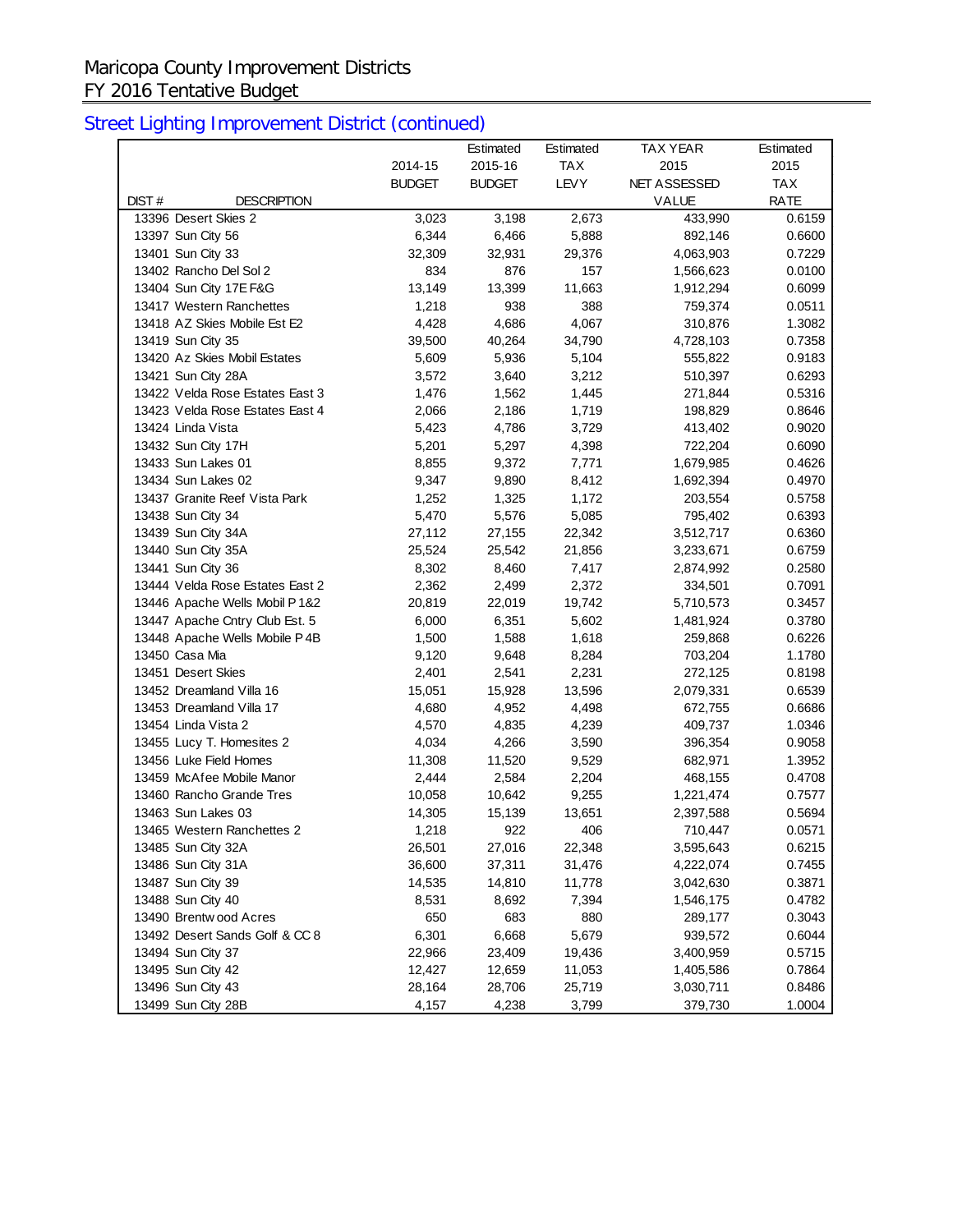Maricopa County Improvement Districts
FY 2016 Tentative Budget

## Street Lighting Improvement District (continued)

| DIST # | DESCRIPTION | 2014-15 BUDGET | Estimated 2015-16 BUDGET | Estimated TAX LEVY | TAX YEAR 2015 NET ASSESSED VALUE | Estimated 2015 TAX RATE |
|---|---|---|---|---|---|---|
| 13396 | Desert Skies 2 | 3,023 | 3,198 | 2,673 | 433,990 | 0.6159 |
| 13397 | Sun City 56 | 6,344 | 6,466 | 5,888 | 892,146 | 0.6600 |
| 13401 | Sun City 33 | 32,309 | 32,931 | 29,376 | 4,063,903 | 0.7229 |
| 13402 | Rancho Del Sol 2 | 834 | 876 | 157 | 1,566,623 | 0.0100 |
| 13404 | Sun City 17E F&G | 13,149 | 13,399 | 11,663 | 1,912,294 | 0.6099 |
| 13417 | Western Ranchettes | 1,218 | 938 | 388 | 759,374 | 0.0511 |
| 13418 | AZ Skies Mobile Est E2 | 4,428 | 4,686 | 4,067 | 310,876 | 1.3082 |
| 13419 | Sun City 35 | 39,500 | 40,264 | 34,790 | 4,728,103 | 0.7358 |
| 13420 | Az Skies Mobil Estates | 5,609 | 5,936 | 5,104 | 555,822 | 0.9183 |
| 13421 | Sun City 28A | 3,572 | 3,640 | 3,212 | 510,397 | 0.6293 |
| 13422 | Velda Rose Estates East 3 | 1,476 | 1,562 | 1,445 | 271,844 | 0.5316 |
| 13423 | Velda Rose Estates East 4 | 2,066 | 2,186 | 1,719 | 198,829 | 0.8646 |
| 13424 | Linda Vista | 5,423 | 4,786 | 3,729 | 413,402 | 0.9020 |
| 13432 | Sun City 17H | 5,201 | 5,297 | 4,398 | 722,204 | 0.6090 |
| 13433 | Sun Lakes 01 | 8,855 | 9,372 | 7,771 | 1,679,985 | 0.4626 |
| 13434 | Sun Lakes 02 | 9,347 | 9,890 | 8,412 | 1,692,394 | 0.4970 |
| 13437 | Granite Reef Vista Park | 1,252 | 1,325 | 1,172 | 203,554 | 0.5758 |
| 13438 | Sun City 34 | 5,470 | 5,576 | 5,085 | 795,402 | 0.6393 |
| 13439 | Sun City 34A | 27,112 | 27,155 | 22,342 | 3,512,717 | 0.6360 |
| 13440 | Sun City 35A | 25,524 | 25,542 | 21,856 | 3,233,671 | 0.6759 |
| 13441 | Sun City 36 | 8,302 | 8,460 | 7,417 | 2,874,992 | 0.2580 |
| 13444 | Velda Rose Estates East 2 | 2,362 | 2,499 | 2,372 | 334,501 | 0.7091 |
| 13446 | Apache Wells Mobil P 1&2 | 20,819 | 22,019 | 19,742 | 5,710,573 | 0.3457 |
| 13447 | Apache Cntry Club Est. 5 | 6,000 | 6,351 | 5,602 | 1,481,924 | 0.3780 |
| 13448 | Apache Wells Mobile P 4B | 1,500 | 1,588 | 1,618 | 259,868 | 0.6226 |
| 13450 | Casa Mia | 9,120 | 9,648 | 8,284 | 703,204 | 1.1780 |
| 13451 | Desert Skies | 2,401 | 2,541 | 2,231 | 272,125 | 0.8198 |
| 13452 | Dreamland Villa 16 | 15,051 | 15,928 | 13,596 | 2,079,331 | 0.6539 |
| 13453 | Dreamland Villa 17 | 4,680 | 4,952 | 4,498 | 672,755 | 0.6686 |
| 13454 | Linda Vista 2 | 4,570 | 4,835 | 4,239 | 409,737 | 1.0346 |
| 13455 | Lucy T. Homesites 2 | 4,034 | 4,266 | 3,590 | 396,354 | 0.9058 |
| 13456 | Luke Field Homes | 11,308 | 11,520 | 9,529 | 682,971 | 1.3952 |
| 13459 | McAfee Mobile Manor | 2,444 | 2,584 | 2,204 | 468,155 | 0.4708 |
| 13460 | Rancho Grande Tres | 10,058 | 10,642 | 9,255 | 1,221,474 | 0.7577 |
| 13463 | Sun Lakes 03 | 14,305 | 15,139 | 13,651 | 2,397,588 | 0.5694 |
| 13465 | Western Ranchettes 2 | 1,218 | 922 | 406 | 710,447 | 0.0571 |
| 13485 | Sun City 32A | 26,501 | 27,016 | 22,348 | 3,595,643 | 0.6215 |
| 13486 | Sun City 31A | 36,600 | 37,311 | 31,476 | 4,222,074 | 0.7455 |
| 13487 | Sun City 39 | 14,535 | 14,810 | 11,778 | 3,042,630 | 0.3871 |
| 13488 | Sun City 40 | 8,531 | 8,692 | 7,394 | 1,546,175 | 0.4782 |
| 13490 | Brentwood Acres | 650 | 683 | 880 | 289,177 | 0.3043 |
| 13492 | Desert Sands Golf & CC 8 | 6,301 | 6,668 | 5,679 | 939,572 | 0.6044 |
| 13494 | Sun City 37 | 22,966 | 23,409 | 19,436 | 3,400,959 | 0.5715 |
| 13495 | Sun City 42 | 12,427 | 12,659 | 11,053 | 1,405,586 | 0.7864 |
| 13496 | Sun City 43 | 28,164 | 28,706 | 25,719 | 3,030,711 | 0.8486 |
| 13499 | Sun City 28B | 4,157 | 4,238 | 3,799 | 379,730 | 1.0004 |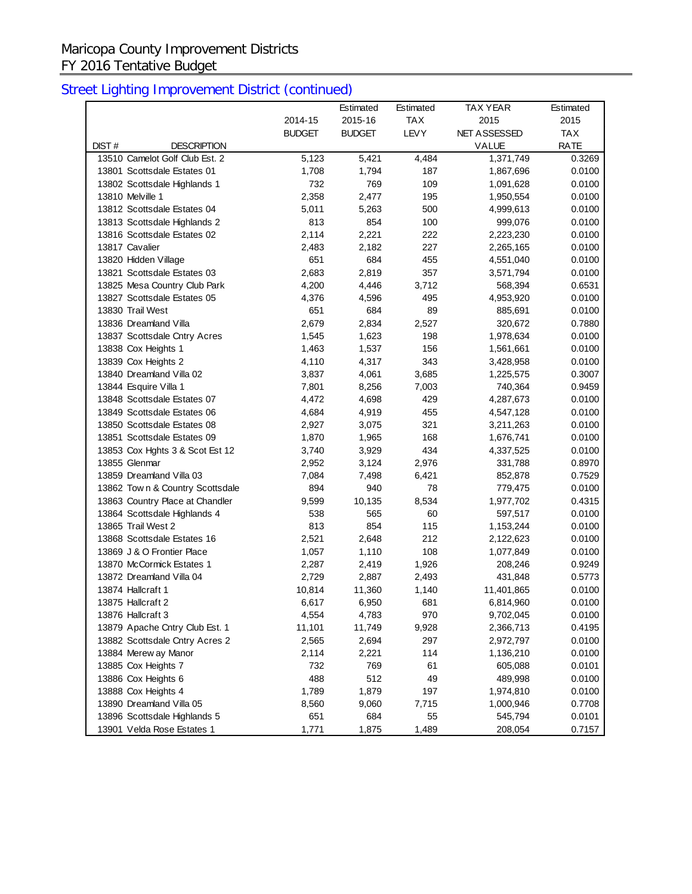Maricopa County Improvement Districts
FY 2016 Tentative Budget

## Street Lighting Improvement District (continued)

| DIST # | DESCRIPTION | 2014-15 BUDGET | Estimated 2015-16 BUDGET | Estimated TAX LEVY | TAX YEAR 2015 NET ASSESSED VALUE | Estimated 2015 TAX RATE |
|---|---|---|---|---|---|---|
| 13510 | Camelot Golf Club Est. 2 | 5,123 | 5,421 | 4,484 | 1,371,749 | 0.3269 |
| 13801 | Scottsdale Estates 01 | 1,708 | 1,794 | 187 | 1,867,696 | 0.0100 |
| 13802 | Scottsdale Highlands 1 | 732 | 769 | 109 | 1,091,628 | 0.0100 |
| 13810 | Melville 1 | 2,358 | 2,477 | 195 | 1,950,554 | 0.0100 |
| 13812 | Scottsdale Estates 04 | 5,011 | 5,263 | 500 | 4,999,613 | 0.0100 |
| 13813 | Scottsdale Highlands 2 | 813 | 854 | 100 | 999,076 | 0.0100 |
| 13816 | Scottsdale Estates 02 | 2,114 | 2,221 | 222 | 2,223,230 | 0.0100 |
| 13817 | Cavalier | 2,483 | 2,182 | 227 | 2,265,165 | 0.0100 |
| 13820 | Hidden Village | 651 | 684 | 455 | 4,551,040 | 0.0100 |
| 13821 | Scottsdale Estates 03 | 2,683 | 2,819 | 357 | 3,571,794 | 0.0100 |
| 13825 | Mesa Country Club Park | 4,200 | 4,446 | 3,712 | 568,394 | 0.6531 |
| 13827 | Scottsdale Estates 05 | 4,376 | 4,596 | 495 | 4,953,920 | 0.0100 |
| 13830 | Trail West | 651 | 684 | 89 | 885,691 | 0.0100 |
| 13836 | Dreamland Villa | 2,679 | 2,834 | 2,527 | 320,672 | 0.7880 |
| 13837 | Scottsdale Cntry Acres | 1,545 | 1,623 | 198 | 1,978,634 | 0.0100 |
| 13838 | Cox Heights 1 | 1,463 | 1,537 | 156 | 1,561,661 | 0.0100 |
| 13839 | Cox Heights 2 | 4,110 | 4,317 | 343 | 3,428,958 | 0.0100 |
| 13840 | Dreamland Villa 02 | 3,837 | 4,061 | 3,685 | 1,225,575 | 0.3007 |
| 13844 | Esquire Villa 1 | 7,801 | 8,256 | 7,003 | 740,364 | 0.9459 |
| 13848 | Scottsdale Estates 07 | 4,472 | 4,698 | 429 | 4,287,673 | 0.0100 |
| 13849 | Scottsdale Estates 06 | 4,684 | 4,919 | 455 | 4,547,128 | 0.0100 |
| 13850 | Scottsdale Estates 08 | 2,927 | 3,075 | 321 | 3,211,263 | 0.0100 |
| 13851 | Scottsdale Estates 09 | 1,870 | 1,965 | 168 | 1,676,741 | 0.0100 |
| 13853 | Cox Hghts 3 & Scot Est 12 | 3,740 | 3,929 | 434 | 4,337,525 | 0.0100 |
| 13855 | Glenmar | 2,952 | 3,124 | 2,976 | 331,788 | 0.8970 |
| 13859 | Dreamland Villa 03 | 7,084 | 7,498 | 6,421 | 852,878 | 0.7529 |
| 13862 | Town & Country Scottsdale | 894 | 940 | 78 | 779,475 | 0.0100 |
| 13863 | Country Place at Chandler | 9,599 | 10,135 | 8,534 | 1,977,702 | 0.4315 |
| 13864 | Scottsdale Highlands 4 | 538 | 565 | 60 | 597,517 | 0.0100 |
| 13865 | Trail West 2 | 813 | 854 | 115 | 1,153,244 | 0.0100 |
| 13868 | Scottsdale Estates 16 | 2,521 | 2,648 | 212 | 2,122,623 | 0.0100 |
| 13869 | J & O Frontier Place | 1,057 | 1,110 | 108 | 1,077,849 | 0.0100 |
| 13870 | McCormick Estates 1 | 2,287 | 2,419 | 1,926 | 208,246 | 0.9249 |
| 13872 | Dreamland Villa 04 | 2,729 | 2,887 | 2,493 | 431,848 | 0.5773 |
| 13874 | Hallcraft 1 | 10,814 | 11,360 | 1,140 | 11,401,865 | 0.0100 |
| 13875 | Hallcraft 2 | 6,617 | 6,950 | 681 | 6,814,960 | 0.0100 |
| 13876 | Hallcraft 3 | 4,554 | 4,783 | 970 | 9,702,045 | 0.0100 |
| 13879 | Apache Cntry Club Est. 1 | 11,101 | 11,749 | 9,928 | 2,366,713 | 0.4195 |
| 13882 | Scottsdale Cntry Acres 2 | 2,565 | 2,694 | 297 | 2,972,797 | 0.0100 |
| 13884 | Mereway Manor | 2,114 | 2,221 | 114 | 1,136,210 | 0.0100 |
| 13885 | Cox Heights 7 | 732 | 769 | 61 | 605,088 | 0.0101 |
| 13886 | Cox Heights 6 | 488 | 512 | 49 | 489,998 | 0.0100 |
| 13888 | Cox Heights 4 | 1,789 | 1,879 | 197 | 1,974,810 | 0.0100 |
| 13890 | Dreamland Villa 05 | 8,560 | 9,060 | 7,715 | 1,000,946 | 0.7708 |
| 13896 | Scottsdale Highlands 5 | 651 | 684 | 55 | 545,794 | 0.0101 |
| 13901 | Velda Rose Estates 1 | 1,771 | 1,875 | 1,489 | 208,054 | 0.7157 |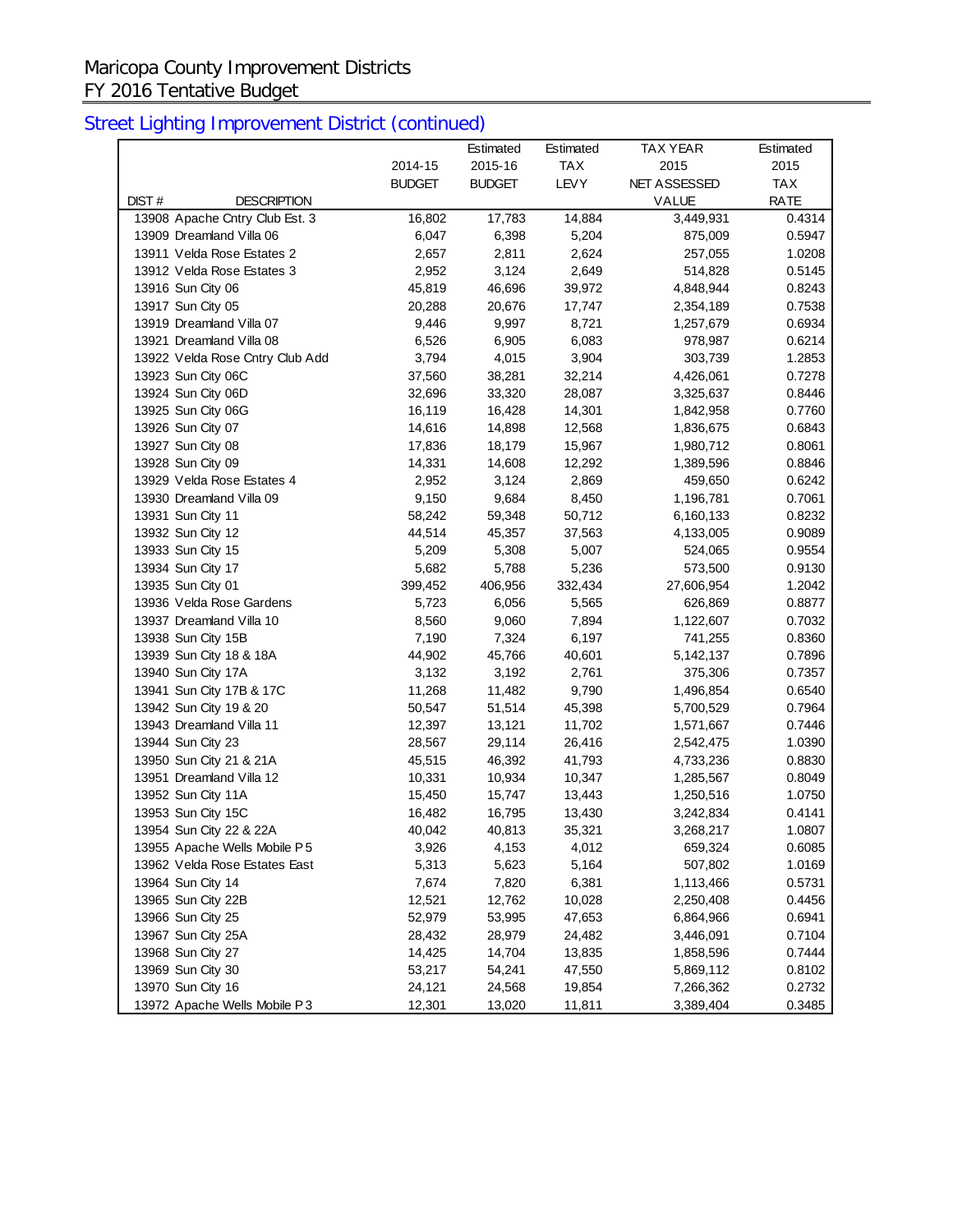Maricopa County Improvement Districts
FY 2016 Tentative Budget

## Street Lighting Improvement District (continued)

| DIST # | DESCRIPTION | 2014-15 BUDGET | Estimated 2015-16 BUDGET | Estimated TAX LEVY | TAX YEAR 2015 NET ASSESSED VALUE | Estimated 2015 TAX RATE |
|---|---|---|---|---|---|---|
| 13908 | Apache Cntry Club Est. 3 | 16,802 | 17,783 | 14,884 | 3,449,931 | 0.4314 |
| 13909 | Dreamland Villa 06 | 6,047 | 6,398 | 5,204 | 875,009 | 0.5947 |
| 13911 | Velda Rose Estates 2 | 2,657 | 2,811 | 2,624 | 257,055 | 1.0208 |
| 13912 | Velda Rose Estates 3 | 2,952 | 3,124 | 2,649 | 514,828 | 0.5145 |
| 13916 | Sun City 06 | 45,819 | 46,696 | 39,972 | 4,848,944 | 0.8243 |
| 13917 | Sun City 05 | 20,288 | 20,676 | 17,747 | 2,354,189 | 0.7538 |
| 13919 | Dreamland Villa 07 | 9,446 | 9,997 | 8,721 | 1,257,679 | 0.6934 |
| 13921 | Dreamland Villa 08 | 6,526 | 6,905 | 6,083 | 978,987 | 0.6214 |
| 13922 | Velda Rose Cntry Club Add | 3,794 | 4,015 | 3,904 | 303,739 | 1.2853 |
| 13923 | Sun City 06C | 37,560 | 38,281 | 32,214 | 4,426,061 | 0.7278 |
| 13924 | Sun City 06D | 32,696 | 33,320 | 28,087 | 3,325,637 | 0.8446 |
| 13925 | Sun City 06G | 16,119 | 16,428 | 14,301 | 1,842,958 | 0.7760 |
| 13926 | Sun City 07 | 14,616 | 14,898 | 12,568 | 1,836,675 | 0.6843 |
| 13927 | Sun City 08 | 17,836 | 18,179 | 15,967 | 1,980,712 | 0.8061 |
| 13928 | Sun City 09 | 14,331 | 14,608 | 12,292 | 1,389,596 | 0.8846 |
| 13929 | Velda Rose Estates 4 | 2,952 | 3,124 | 2,869 | 459,650 | 0.6242 |
| 13930 | Dreamland Villa 09 | 9,150 | 9,684 | 8,450 | 1,196,781 | 0.7061 |
| 13931 | Sun City 11 | 58,242 | 59,348 | 50,712 | 6,160,133 | 0.8232 |
| 13932 | Sun City 12 | 44,514 | 45,357 | 37,563 | 4,133,005 | 0.9089 |
| 13933 | Sun City 15 | 5,209 | 5,308 | 5,007 | 524,065 | 0.9554 |
| 13934 | Sun City 17 | 5,682 | 5,788 | 5,236 | 573,500 | 0.9130 |
| 13935 | Sun City 01 | 399,452 | 406,956 | 332,434 | 27,606,954 | 1.2042 |
| 13936 | Velda Rose Gardens | 5,723 | 6,056 | 5,565 | 626,869 | 0.8877 |
| 13937 | Dreamland Villa 10 | 8,560 | 9,060 | 7,894 | 1,122,607 | 0.7032 |
| 13938 | Sun City 15B | 7,190 | 7,324 | 6,197 | 741,255 | 0.8360 |
| 13939 | Sun City 18 & 18A | 44,902 | 45,766 | 40,601 | 5,142,137 | 0.7896 |
| 13940 | Sun City 17A | 3,132 | 3,192 | 2,761 | 375,306 | 0.7357 |
| 13941 | Sun City 17B & 17C | 11,268 | 11,482 | 9,790 | 1,496,854 | 0.6540 |
| 13942 | Sun City 19 & 20 | 50,547 | 51,514 | 45,398 | 5,700,529 | 0.7964 |
| 13943 | Dreamland Villa 11 | 12,397 | 13,121 | 11,702 | 1,571,667 | 0.7446 |
| 13944 | Sun City 23 | 28,567 | 29,114 | 26,416 | 2,542,475 | 1.0390 |
| 13950 | Sun City 21 & 21A | 45,515 | 46,392 | 41,793 | 4,733,236 | 0.8830 |
| 13951 | Dreamland Villa 12 | 10,331 | 10,934 | 10,347 | 1,285,567 | 0.8049 |
| 13952 | Sun City 11A | 15,450 | 15,747 | 13,443 | 1,250,516 | 1.0750 |
| 13953 | Sun City 15C | 16,482 | 16,795 | 13,430 | 3,242,834 | 0.4141 |
| 13954 | Sun City 22 & 22A | 40,042 | 40,813 | 35,321 | 3,268,217 | 1.0807 |
| 13955 | Apache Wells Mobile P 5 | 3,926 | 4,153 | 4,012 | 659,324 | 0.6085 |
| 13962 | Velda Rose Estates East | 5,313 | 5,623 | 5,164 | 507,802 | 1.0169 |
| 13964 | Sun City 14 | 7,674 | 7,820 | 6,381 | 1,113,466 | 0.5731 |
| 13965 | Sun City 22B | 12,521 | 12,762 | 10,028 | 2,250,408 | 0.4456 |
| 13966 | Sun City 25 | 52,979 | 53,995 | 47,653 | 6,864,966 | 0.6941 |
| 13967 | Sun City 25A | 28,432 | 28,979 | 24,482 | 3,446,091 | 0.7104 |
| 13968 | Sun City 27 | 14,425 | 14,704 | 13,835 | 1,858,596 | 0.7444 |
| 13969 | Sun City 30 | 53,217 | 54,241 | 47,550 | 5,869,112 | 0.8102 |
| 13970 | Sun City 16 | 24,121 | 24,568 | 19,854 | 7,266,362 | 0.2732 |
| 13972 | Apache Wells Mobile P 3 | 12,301 | 13,020 | 11,811 | 3,389,404 | 0.3485 |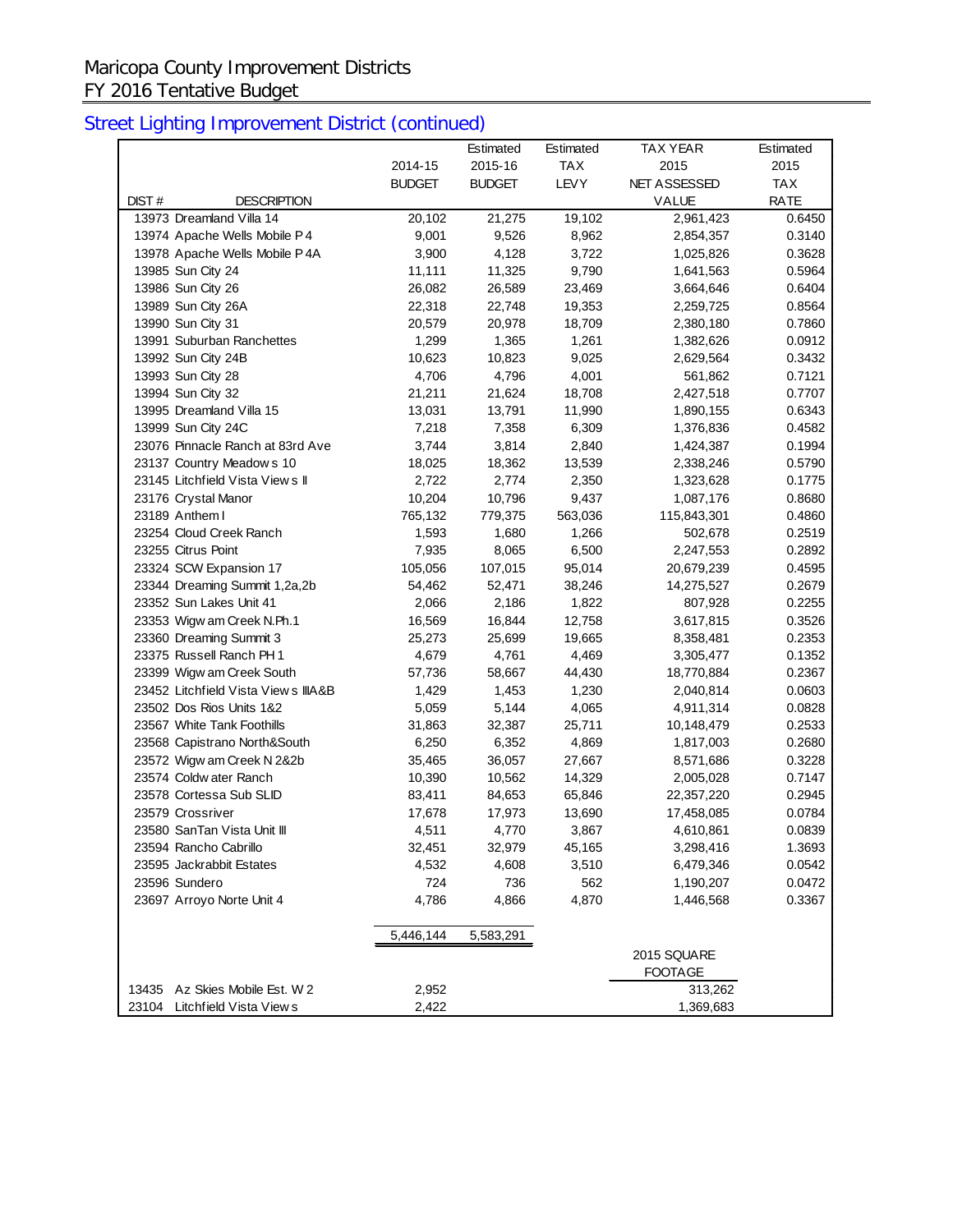# Maricopa County Improvement Districts
## FY 2016 Tentative Budget

### Street Lighting Improvement District (continued)

| DIST # | DESCRIPTION | 2014-15 BUDGET | Estimated 2015-16 BUDGET | Estimated TAX LEVY | TAX YEAR 2015 NET ASSESSED VALUE | Estimated 2015 TAX RATE |
|---|---|---|---|---|---|---|
| 13973 | Dreamland Villa 14 | 20,102 | 21,275 | 19,102 | 2,961,423 | 0.6450 |
| 13974 | Apache Wells Mobile P 4 | 9,001 | 9,526 | 8,962 | 2,854,357 | 0.3140 |
| 13978 | Apache Wells Mobile P 4A | 3,900 | 4,128 | 3,722 | 1,025,826 | 0.3628 |
| 13985 | Sun City 24 | 11,111 | 11,325 | 9,790 | 1,641,563 | 0.5964 |
| 13986 | Sun City 26 | 26,082 | 26,589 | 23,469 | 3,664,646 | 0.6404 |
| 13989 | Sun City 26A | 22,318 | 22,748 | 19,353 | 2,259,725 | 0.8564 |
| 13990 | Sun City 31 | 20,579 | 20,978 | 18,709 | 2,380,180 | 0.7860 |
| 13991 | Suburban Ranchettes | 1,299 | 1,365 | 1,261 | 1,382,626 | 0.0912 |
| 13992 | Sun City 24B | 10,623 | 10,823 | 9,025 | 2,629,564 | 0.3432 |
| 13993 | Sun City 28 | 4,706 | 4,796 | 4,001 | 561,862 | 0.7121 |
| 13994 | Sun City 32 | 21,211 | 21,624 | 18,708 | 2,427,518 | 0.7707 |
| 13995 | Dreamland Villa 15 | 13,031 | 13,791 | 11,990 | 1,890,155 | 0.6343 |
| 13999 | Sun City 24C | 7,218 | 7,358 | 6,309 | 1,376,836 | 0.4582 |
| 23076 | Pinnacle Ranch at 83rd Ave | 3,744 | 3,814 | 2,840 | 1,424,387 | 0.1994 |
| 23137 | Country Meadows 10 | 18,025 | 18,362 | 13,539 | 2,338,246 | 0.5790 |
| 23145 | Litchfield Vista Views II | 2,722 | 2,774 | 2,350 | 1,323,628 | 0.1775 |
| 23176 | Crystal Manor | 10,204 | 10,796 | 9,437 | 1,087,176 | 0.8680 |
| 23189 | Anthem I | 765,132 | 779,375 | 563,036 | 115,843,301 | 0.4860 |
| 23254 | Cloud Creek Ranch | 1,593 | 1,680 | 1,266 | 502,678 | 0.2519 |
| 23255 | Citrus Point | 7,935 | 8,065 | 6,500 | 2,247,553 | 0.2892 |
| 23324 | SCW Expansion 17 | 105,056 | 107,015 | 95,014 | 20,679,239 | 0.4595 |
| 23344 | Dreaming Summit 1,2a,2b | 54,462 | 52,471 | 38,246 | 14,275,527 | 0.2679 |
| 23352 | Sun Lakes Unit 41 | 2,066 | 2,186 | 1,822 | 807,928 | 0.2255 |
| 23353 | Wigwam Creek N.Ph.1 | 16,569 | 16,844 | 12,758 | 3,617,815 | 0.3526 |
| 23360 | Dreaming Summit 3 | 25,273 | 25,699 | 19,665 | 8,358,481 | 0.2353 |
| 23375 | Russell Ranch PH 1 | 4,679 | 4,761 | 4,469 | 3,305,477 | 0.1352 |
| 23399 | Wigwam Creek South | 57,736 | 58,667 | 44,430 | 18,770,884 | 0.2367 |
| 23452 | Litchfield Vista Views IIIA&B | 1,429 | 1,453 | 1,230 | 2,040,814 | 0.0603 |
| 23502 | Dos Rios Units 1&2 | 5,059 | 5,144 | 4,065 | 4,911,314 | 0.0828 |
| 23567 | White Tank Foothills | 31,863 | 32,387 | 25,711 | 10,148,479 | 0.2533 |
| 23568 | Capistrano North&South | 6,250 | 6,352 | 4,869 | 1,817,003 | 0.2680 |
| 23572 | Wigwam Creek N 2&2b | 35,465 | 36,057 | 27,667 | 8,571,686 | 0.3228 |
| 23574 | Coldwater Ranch | 10,390 | 10,562 | 14,329 | 2,005,028 | 0.7147 |
| 23578 | Cortessa Sub SLID | 83,411 | 84,653 | 65,846 | 22,357,220 | 0.2945 |
| 23579 | Crossriver | 17,678 | 17,973 | 13,690 | 17,458,085 | 0.0784 |
| 23580 | SanTan Vista Unit III | 4,511 | 4,770 | 3,867 | 4,610,861 | 0.0839 |
| 23594 | Rancho Cabrillo | 32,451 | 32,979 | 45,165 | 3,298,416 | 1.3693 |
| 23595 | Jackrabbit Estates | 4,532 | 4,608 | 3,510 | 6,479,346 | 0.0542 |
| 23596 | Sundero | 724 | 736 | 562 | 1,190,207 | 0.0472 |
| 23697 | Arroyo Norte Unit 4 | 4,786 | 4,866 | 4,870 | 1,446,568 | 0.3367 |
| | | 5,446,144 | 5,583,291 | | | |
| | | | | | 2015 SQUARE FOOTAGE | |
| 13435 | Az Skies Mobile Est. W 2 | 2,952 | | | 313,262 | |
| 23104 | Litchfield Vista Views | 2,422 | | | 1,369,683 | |